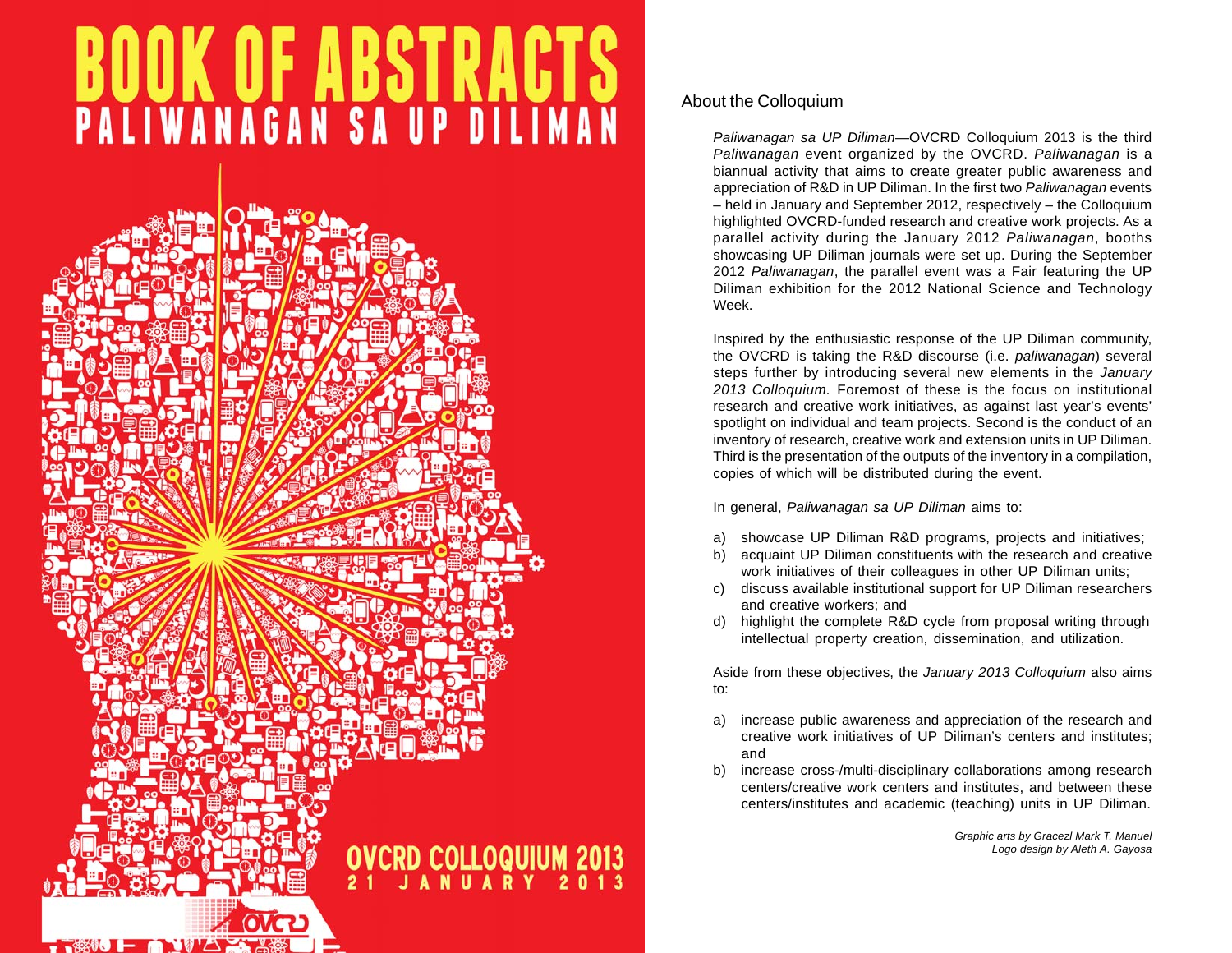# BOOK OF ABSTRACTS

## PALIWANAGAN SA UP DILIMAN

OVCRD COLLOQUIUM 2013

21 JANUARY 2013

## About the Colloquium

*Paliwanagan sa UP Diliman*—OVCRD Colloquium 2013 is the third *Paliwanagan* event organized by the OVCRD. *Paliwanagan* is a biannual activity that aims to create greater public awareness and appreciation of R&D in UP Diliman. In the first two *Paliwanagan* events – held in January and September 2012, respectively – the Colloquium highlighted OVCRD-funded research and creative work projects. As a parallel activity during the January 2012 *Paliwanagan*, booths showcasing UP Diliman journals were set up. During the September 2012 *Paliwanagan*, the parallel event was a Fair featuring the UP Diliman exhibition for the 2012 National Science and Technology Week.

Inspired by the enthusiastic response of the UP Diliman community, the OVCRD is taking the R&D discourse (i.e. *paliwanagan*) several steps further by introducing several new elements in the *January 2013 Colloquium.* Foremost of these is the focus on institutional research and creative work initiatives, as against last year's events' spotlight on individual and team projects. Second is the conduct of an inventory of research, creative work and extension units in UP Diliman. Third is the presentation of the outputs of the inventory in a compilation, copies of which will be distributed during the event.

In general, *Paliwanagan sa UP Diliman* aims to:

a) showcase UP Diliman R&D programs, projects and initiatives;
b) acquaint UP Diliman constituents with the research and creative work initiatives of their colleagues in other UP Diliman units;
c) discuss available institutional support for UP Diliman researchers and creative workers; and
d) highlight the complete R&D cycle from proposal writing through intellectual property creation, dissemination, and utilization.

Aside from these objectives, the *January 2013 Colloquium* also aims to:

a) increase public awareness and appreciation of the research and creative work initiatives of UP Diliman's centers and institutes; and
b) increase cross-/multi-disciplinary collaborations among research centers/creative work centers and institutes, and between these centers/institutes and academic (teaching) units in UP Diliman.

*Graphic arts by Gracezl Mark T. Manuel*
*Logo design by Aleth A. Gayosa*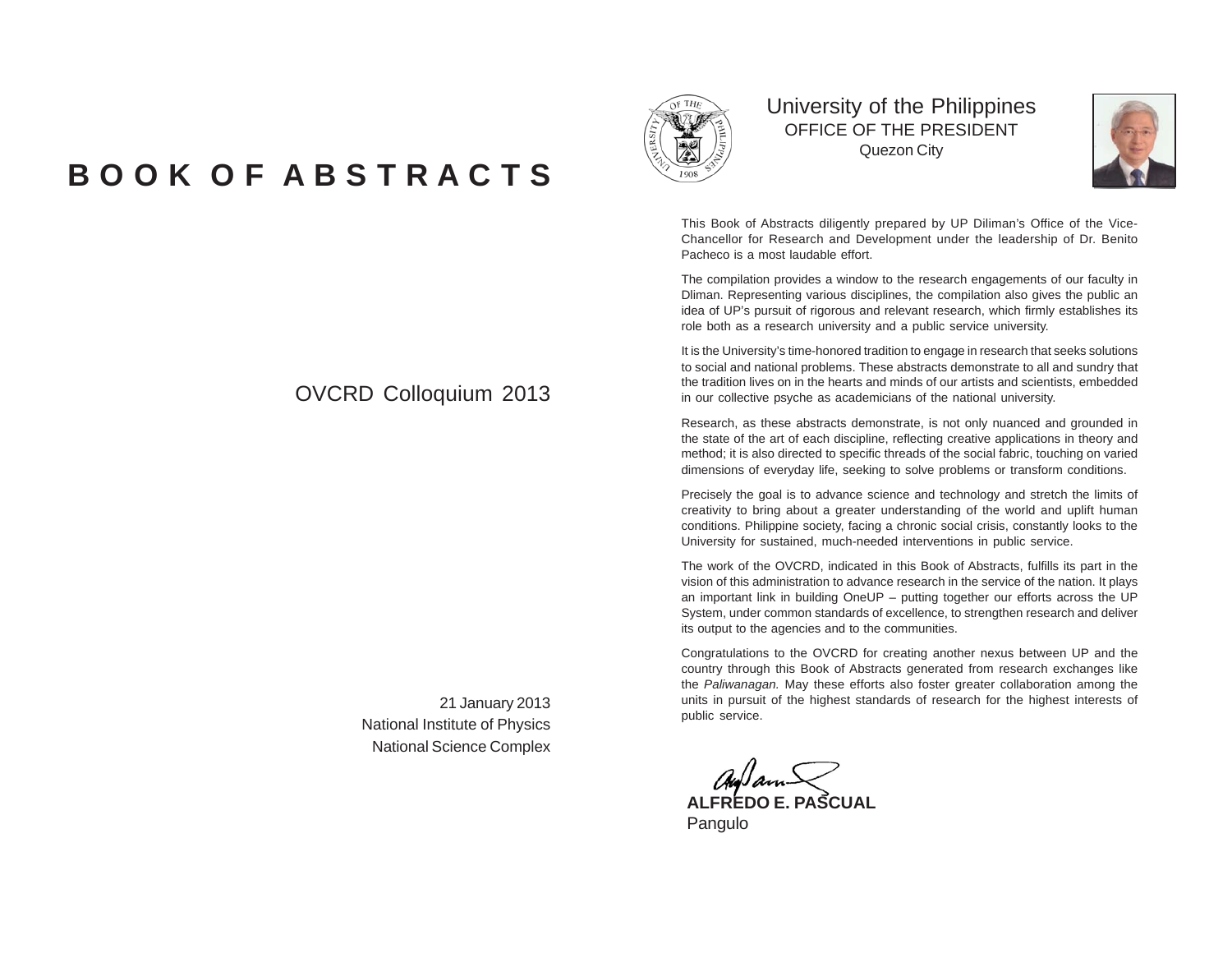# BOOK OF ABSTRACTS

OVCRD Colloquium 2013

21 January 2013
National Institute of Physics
National Science Complex

University of the Philippines
OFFICE OF THE PRESIDENT
Quezon City

This Book of Abstracts diligently prepared by UP Diliman's Office of the Vice-Chancellor for Research and Development under the leadership of Dr. Benito Pacheco is a most laudable effort.

The compilation provides a window to the research engagements of our faculty in Dliman. Representing various disciplines, the compilation also gives the public an idea of UP's pursuit of rigorous and relevant research, which firmly establishes its role both as a research university and a public service university.

It is the University's time-honored tradition to engage in research that seeks solutions to social and national problems. These abstracts demonstrate to all and sundry that the tradition lives on in the hearts and minds of our artists and scientists, embedded in our collective psyche as academicians of the national university.

Research, as these abstracts demonstrate, is not only nuanced and grounded in the state of the art of each discipline, reflecting creative applications in theory and method; it is also directed to specific threads of the social fabric, touching on varied dimensions of everyday life, seeking to solve problems or transform conditions.

Precisely the goal is to advance science and technology and stretch the limits of creativity to bring about a greater understanding of the world and uplift human conditions. Philippine society, facing a chronic social crisis, constantly looks to the University for sustained, much-needed interventions in public service.

The work of the OVCRD, indicated in this Book of Abstracts, fulfills its part in the vision of this administration to advance research in the service of the nation. It plays an important link in building OneUP – putting together our efforts across the UP System, under common standards of excellence, to strengthen research and deliver its output to the agencies and to the communities.

Congratulations to the OVCRD for creating another nexus between UP and the country through this Book of Abstracts generated from research exchanges like the *Paliwanagan.* May these efforts also foster greater collaboration among the units in pursuit of the highest standards of research for the highest interests of public service.

**ALFREDO E. PASCUAL**
Pangulo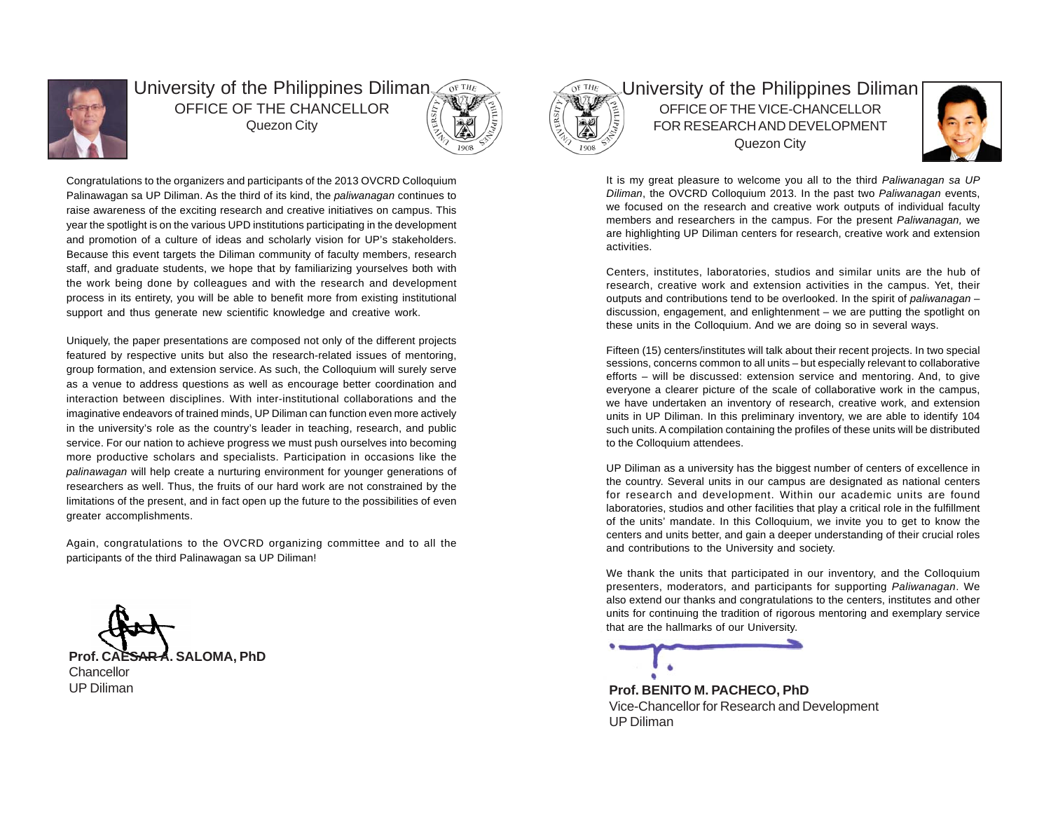# University of the Philippines Diliman

## OFFICE OF THE CHANCELLOR

Quezon City

Congratulations to the organizers and participants of the 2013 OVCRD Colloquium Palinawagan sa UP Diliman. As the third of its kind, the *paliwanagan* continues to raise awareness of the exciting research and creative initiatives on campus. This year the spotlight is on the various UPD institutions participating in the development and promotion of a culture of ideas and scholarly vision for UP's stakeholders. Because this event targets the Diliman community of faculty members, research staff, and graduate students, we hope that by familiarizing yourselves both with the work being done by colleagues and with the research and development process in its entirety, you will be able to benefit more from existing institutional support and thus generate new scientific knowledge and creative work.

Uniquely, the paper presentations are composed not only of the different projects featured by respective units but also the research-related issues of mentoring, group formation, and extension service. As such, the Colloquium will surely serve as a venue to address questions as well as encourage better coordination and interaction between disciplines. With inter-institutional collaborations and the imaginative endeavors of trained minds, UP Diliman can function even more actively in the university's role as the country's leader in teaching, research, and public service. For our nation to achieve progress we must push ourselves into becoming more productive scholars and specialists. Participation in occasions like the *palinawagan* will help create a nurturing environment for younger generations of researchers as well. Thus, the fruits of our hard work are not constrained by the limitations of the present, and in fact open up the future to the possibilities of even greater accomplishments.

Again, congratulations to the OVCRD organizing committee and to all the participants of the third Palinawagan sa UP Diliman!

**Prof. CAESAR A. SALOMA, PhD**
Chancellor
UP Diliman

# University of the Philippines Diliman

## OFFICE OF THE VICE-CHANCELLOR FOR RESEARCH AND DEVELOPMENT

Quezon City

It is my great pleasure to welcome you all to the third *Paliwanagan sa UP Diliman*, the OVCRD Colloquium 2013. In the past two *Paliwanagan* events, we focused on the research and creative work outputs of individual faculty members and researchers in the campus. For the present *Paliwanagan,* we are highlighting UP Diliman centers for research, creative work and extension activities.

Centers, institutes, laboratories, studios and similar units are the hub of research, creative work and extension activities in the campus. Yet, their outputs and contributions tend to be overlooked. In the spirit of *paliwanagan* – discussion, engagement, and enlightenment – we are putting the spotlight on these units in the Colloquium. And we are doing so in several ways.

Fifteen (15) centers/institutes will talk about their recent projects. In two special sessions, concerns common to all units – but especially relevant to collaborative efforts – will be discussed: extension service and mentoring. And, to give everyone a clearer picture of the scale of collaborative work in the campus, we have undertaken an inventory of research, creative work, and extension units in UP Diliman. In this preliminary inventory, we are able to identify 104 such units. A compilation containing the profiles of these units will be distributed to the Colloquium attendees.

UP Diliman as a university has the biggest number of centers of excellence in the country. Several units in our campus are designated as national centers for research and development. Within our academic units are found laboratories, studios and other facilities that play a critical role in the fulfillment of the units' mandate. In this Colloquium, we invite you to get to know the centers and units better, and gain a deeper understanding of their crucial roles and contributions to the University and society.

We thank the units that participated in our inventory, and the Colloquium presenters, moderators, and participants for supporting *Paliwanagan*. We also extend our thanks and congratulations to the centers, institutes and other units for continuing the tradition of rigorous mentoring and exemplary service that are the hallmarks of our University.

**Prof. BENITO M. PACHECO, PhD**
Vice-Chancellor for Research and Development
UP Diliman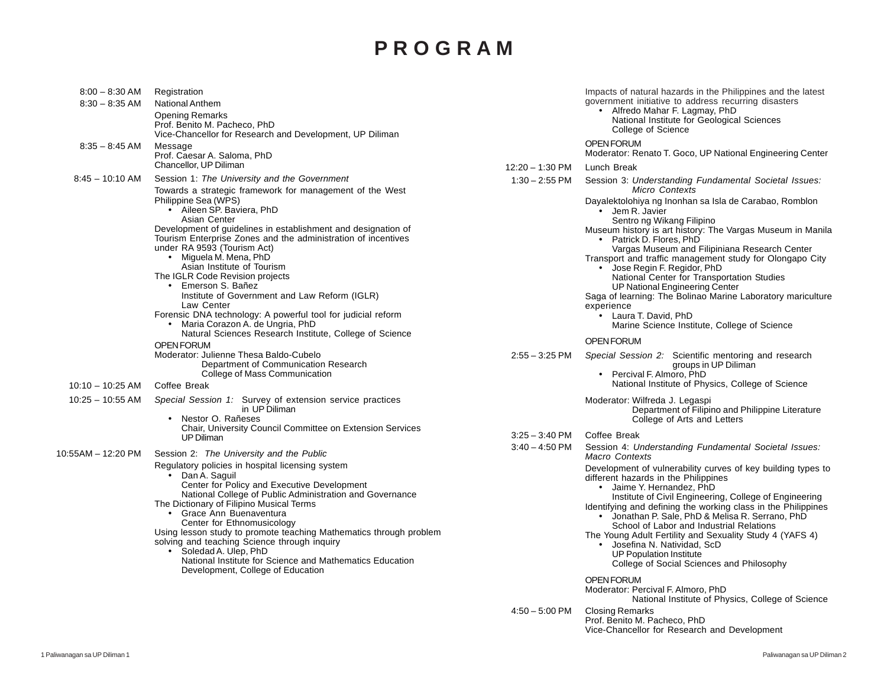# PROGRAM

8:00 – 8:30 AM Registration

8:30 – 8:35 AM National Anthem

Opening Remarks
Prof. Benito M. Pacheco, PhD
Vice-Chancellor for Research and Development, UP Diliman

8:35 – 8:45 AM Message
Prof. Caesar A. Saloma, PhD
Chancellor, UP Diliman

8:45 – 10:10 AM Session 1: *The University and the Government*

Towards a strategic framework for management of the West Philippine Sea (WPS)

- Aileen SP. Baviera, PhD
  Asian Center

Development of guidelines in establishment and designation of Tourism Enterprise Zones and the administration of incentives under RA 9593 (Tourism Act)

- Miguela M. Mena, PhD
  Asian Institute of Tourism

The IGLR Code Revision projects

- Emerson S. Bañez
  Institute of Government and Law Reform (IGLR)
  Law Center

Forensic DNA technology: A powerful tool for judicial reform

- Maria Corazon A. de Ungria, PhD
  Natural Sciences Research Institute, College of Science

OPEN FORUM
Moderator: Julienne Thesa Baldo-Cubelo
Department of Communication Research
College of Mass Communication

10:10 – 10:25 AM Coffee Break

10:25 – 10:55 AM *Special Session 1:* Survey of extension service practices in UP Diliman

- Nestor O. Rañeses
  Chair, University Council Committee on Extension Services
  UP Diliman

10:55AM – 12:20 PM Session 2: *The University and the Public*

Regulatory policies in hospital licensing system

- Dan A. Saguil
  Center for Policy and Executive Development
  National College of Public Administration and Governance

The Dictionary of Filipino Musical Terms

- Grace Ann Buenaventura
  Center for Ethnomusicology

Using lesson study to promote teaching Mathematics through problem solving and teaching Science through inquiry

- Soledad A. Ulep, PhD
  National Institute for Science and Mathematics Education Development, College of Education

Impacts of natural hazards in the Philippines and the latest government initiative to address recurring disasters

- Alfredo Mahar F. Lagmay, PhD
  National Institute for Geological Sciences
  College of Science

OPEN FORUM
Moderator: Renato T. Goco, UP National Engineering Center

12:20 – 1:30 PM Lunch Break

1:30 – 2:55 PM Session 3: *Understanding Fundamental Societal Issues: Micro Contexts*

Dayalektolohiya ng Inonhan sa Isla de Carabao, Romblon

- Jem R. Javier
  Sentro ng Wikang Filipino

Museum history is art history: The Vargas Museum in Manila

- Patrick D. Flores, PhD
  Vargas Museum and Filipiniana Research Center

Transport and traffic management study for Olongapo City

- Jose Regin F. Regidor, PhD
  National Center for Transportation Studies
  UP National Engineering Center

Saga of learning: The Bolinao Marine Laboratory mariculture experience

- Laura T. David, PhD
  Marine Science Institute, College of Science

OPEN FORUM

2:55 – 3:25 PM *Special Session 2:* Scientific mentoring and research groups in UP Diliman

- Percival F. Almoro, PhD
  National Institute of Physics, College of Science

Moderator: Wilfreda J. Legaspi
Department of Filipino and Philippine Literature
College of Arts and Letters

3:25 – 3:40 PM Coffee Break

3:40 – 4:50 PM Session 4: *Understanding Fundamental Societal Issues: Macro Contexts*

Development of vulnerability curves of key building types to different hazards in the Philippines

- Jaime Y. Hernandez, PhD
  Institute of Civil Engineering, College of Engineering

Identifying and defining the working class in the Philippines

- Jonathan P. Sale, PhD & Melisa R. Serrano, PhD
  School of Labor and Industrial Relations

The Young Adult Fertility and Sexuality Study 4 (YAFS 4)

- Josefina N. Natividad, ScD
  UP Population Institute
  College of Social Sciences and Philosophy

OPEN FORUM
Moderator: Percival F. Almoro, PhD
National Institute of Physics, College of Science

4:50 – 5:00 PM Closing Remarks
Prof. Benito M. Pacheco, PhD
Vice-Chancellor for Research and Development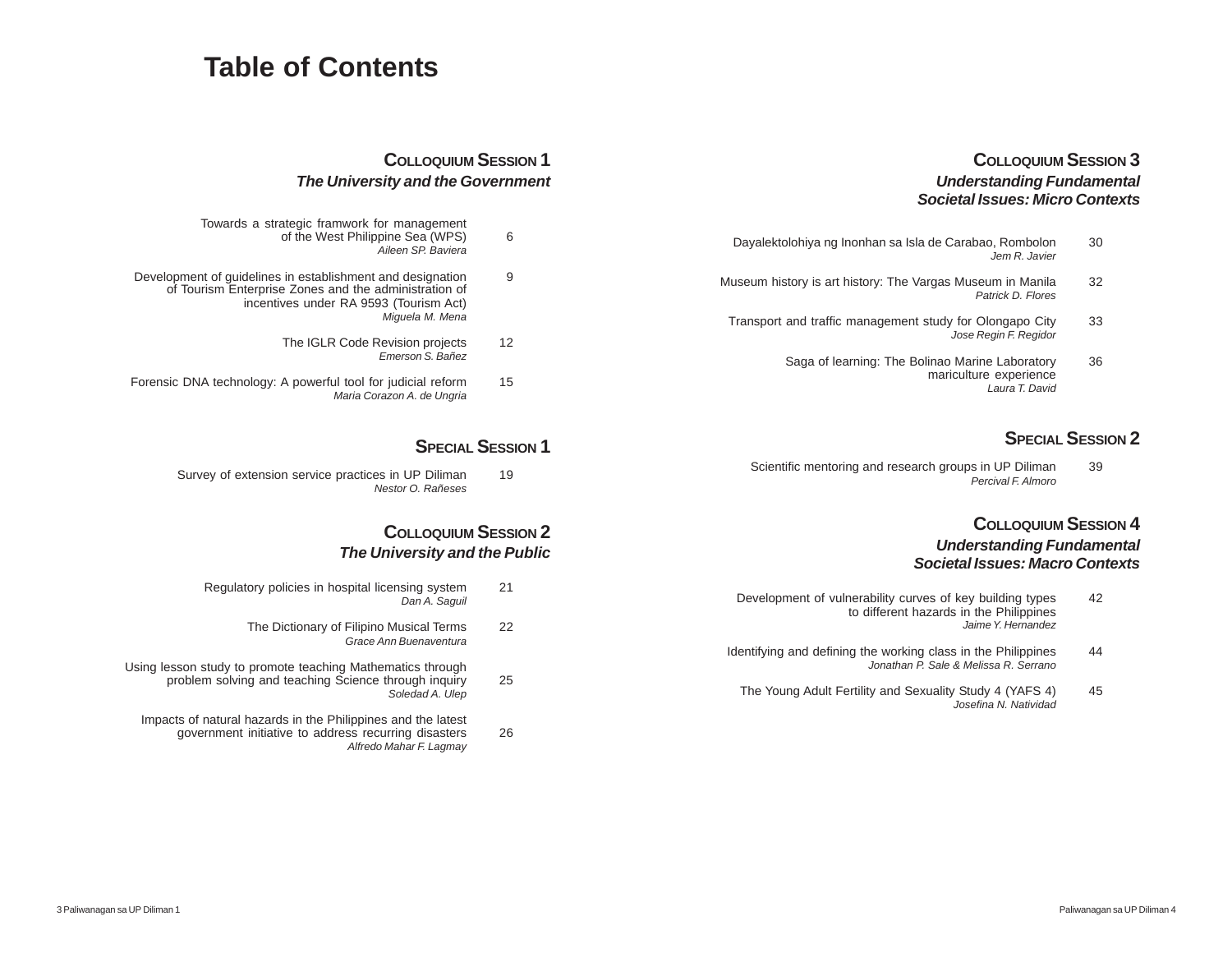# Table of Contents

## Colloquium Session 1
### *The University and the Government*

Towards a strategic framwork for management of the West Philippine Sea (WPS) — 6
*Aileen SP. Baviera*

Development of guidelines in establishment and designation of Tourism Enterprise Zones and the administration of incentives under RA 9593 (Tourism Act) — 9
*Miguela M. Mena*

The IGLR Code Revision projects — 12
*Emerson S. Bañez*

Forensic DNA technology: A powerful tool for judicial reform — 15
*Maria Corazon A. de Ungria*

## Special Session 1

Survey of extension service practices in UP Diliman — 19
*Nestor O. Rañeses*

## Colloquium Session 2
### *The University and the Public*

Regulatory policies in hospital licensing system — 21
*Dan A. Saguil*

The Dictionary of Filipino Musical Terms — 22
*Grace Ann Buenaventura*

Using lesson study to promote teaching Mathematics through problem solving and teaching Science through inquiry — 25
*Soledad A. Ulep*

Impacts of natural hazards in the Philippines and the latest government initiative to address recurring disasters — 26
*Alfredo Mahar F. Lagmay*

## Colloquium Session 3
### *Understanding Fundamental Societal Issues: Micro Contexts*

Dayalektolohiya ng Inonhan sa Isla de Carabao, Rombolon — 30
*Jem R. Javier*

Museum history is art history: The Vargas Museum in Manila — 32
*Patrick D. Flores*

Transport and traffic management study for Olongapo City — 33
*Jose Regin F. Regidor*

Saga of learning: The Bolinao Marine Laboratory mariculture experience — 36
*Laura T. David*

## Special Session 2

Scientific mentoring and research groups in UP Diliman — 39
*Percival F. Almoro*

## Colloquium Session 4
### *Understanding Fundamental Societal Issues: Macro Contexts*

Development of vulnerability curves of key building types to different hazards in the Philippines — 42
*Jaime Y. Hernandez*

Identifying and defining the working class in the Philippines — 44
*Jonathan P. Sale & Melissa R. Serrano*

The Young Adult Fertility and Sexuality Study 4 (YAFS 4) — 45
*Josefina N. Natividad*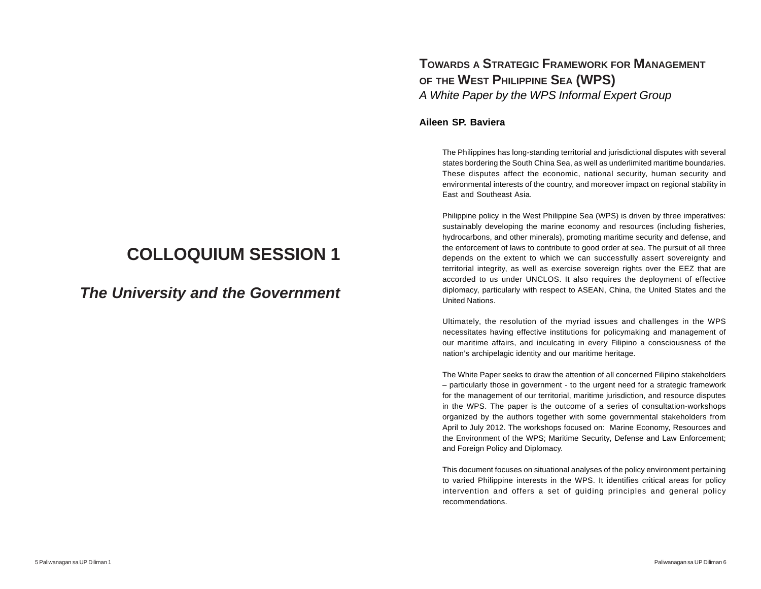# COLLOQUIUM SESSION 1

## *The University and the Government*

## Towards a Strategic Framework for Management of the West Philippine Sea (WPS)

*A White Paper by the WPS Informal Expert Group*

**Aileen SP. Baviera**

The Philippines has long-standing territorial and jurisdictional disputes with several states bordering the South China Sea, as well as underlimited maritime boundaries. These disputes affect the economic, national security, human security and environmental interests of the country, and moreover impact on regional stability in East and Southeast Asia.

Philippine policy in the West Philippine Sea (WPS) is driven by three imperatives: sustainably developing the marine economy and resources (including fisheries, hydrocarbons, and other minerals), promoting maritime security and defense, and the enforcement of laws to contribute to good order at sea. The pursuit of all three depends on the extent to which we can successfully assert sovereignty and territorial integrity, as well as exercise sovereign rights over the EEZ that are accorded to us under UNCLOS. It also requires the deployment of effective diplomacy, particularly with respect to ASEAN, China, the United States and the United Nations.

Ultimately, the resolution of the myriad issues and challenges in the WPS necessitates having effective institutions for policymaking and management of our maritime affairs, and inculcating in every Filipino a consciousness of the nation's archipelagic identity and our maritime heritage.

The White Paper seeks to draw the attention of all concerned Filipino stakeholders – particularly those in government - to the urgent need for a strategic framework for the management of our territorial, maritime jurisdiction, and resource disputes in the WPS. The paper is the outcome of a series of consultation-workshops organized by the authors together with some governmental stakeholders from April to July 2012. The workshops focused on: Marine Economy, Resources and the Environment of the WPS; Maritime Security, Defense and Law Enforcement; and Foreign Policy and Diplomacy.

This document focuses on situational analyses of the policy environment pertaining to varied Philippine interests in the WPS. It identifies critical areas for policy intervention and offers a set of guiding principles and general policy recommendations.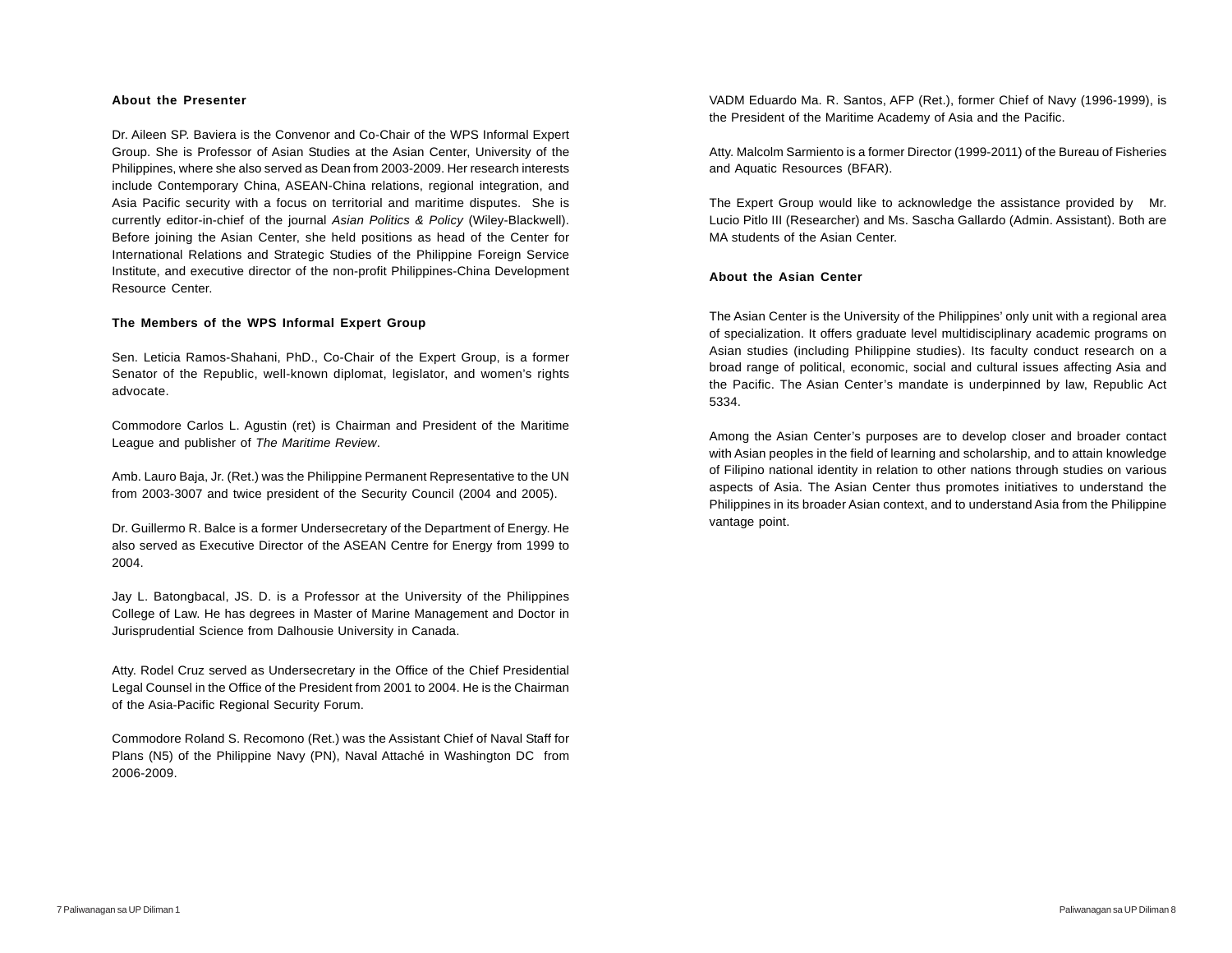## About the Presenter

Dr. Aileen SP. Baviera is the Convenor and Co-Chair of the WPS Informal Expert Group. She is Professor of Asian Studies at the Asian Center, University of the Philippines, where she also served as Dean from 2003-2009. Her research interests include Contemporary China, ASEAN-China relations, regional integration, and Asia Pacific security with a focus on territorial and maritime disputes. She is currently editor-in-chief of the journal *Asian Politics & Policy* (Wiley-Blackwell). Before joining the Asian Center, she held positions as head of the Center for International Relations and Strategic Studies of the Philippine Foreign Service Institute, and executive director of the non-profit Philippines-China Development Resource Center.

## The Members of the WPS Informal Expert Group

Sen. Leticia Ramos-Shahani, PhD., Co-Chair of the Expert Group, is a former Senator of the Republic, well-known diplomat, legislator, and women's rights advocate.

Commodore Carlos L. Agustin (ret) is Chairman and President of the Maritime League and publisher of *The Maritime Review*.

Amb. Lauro Baja, Jr. (Ret.) was the Philippine Permanent Representative to the UN from 2003-3007 and twice president of the Security Council (2004 and 2005).

Dr. Guillermo R. Balce is a former Undersecretary of the Department of Energy. He also served as Executive Director of the ASEAN Centre for Energy from 1999 to 2004.

Jay L. Batongbacal, JS. D. is a Professor at the University of the Philippines College of Law. He has degrees in Master of Marine Management and Doctor in Jurisprudential Science from Dalhousie University in Canada.

Atty. Rodel Cruz served as Undersecretary in the Office of the Chief Presidential Legal Counsel in the Office of the President from 2001 to 2004. He is the Chairman of the Asia-Pacific Regional Security Forum.

Commodore Roland S. Recomono (Ret.) was the Assistant Chief of Naval Staff for Plans (N5) of the Philippine Navy (PN), Naval Attaché in Washington DC from 2006-2009.

VADM Eduardo Ma. R. Santos, AFP (Ret.), former Chief of Navy (1996-1999), is the President of the Maritime Academy of Asia and the Pacific.

Atty. Malcolm Sarmiento is a former Director (1999-2011) of the Bureau of Fisheries and Aquatic Resources (BFAR).

The Expert Group would like to acknowledge the assistance provided by Mr. Lucio Pitlo III (Researcher) and Ms. Sascha Gallardo (Admin. Assistant). Both are MA students of the Asian Center.

## About the Asian Center

The Asian Center is the University of the Philippines' only unit with a regional area of specialization. It offers graduate level multidisciplinary academic programs on Asian studies (including Philippine studies). Its faculty conduct research on a broad range of political, economic, social and cultural issues affecting Asia and the Pacific. The Asian Center's mandate is underpinned by law, Republic Act 5334.

Among the Asian Center's purposes are to develop closer and broader contact with Asian peoples in the field of learning and scholarship, and to attain knowledge of Filipino national identity in relation to other nations through studies on various aspects of Asia. The Asian Center thus promotes initiatives to understand the Philippines in its broader Asian context, and to understand Asia from the Philippine vantage point.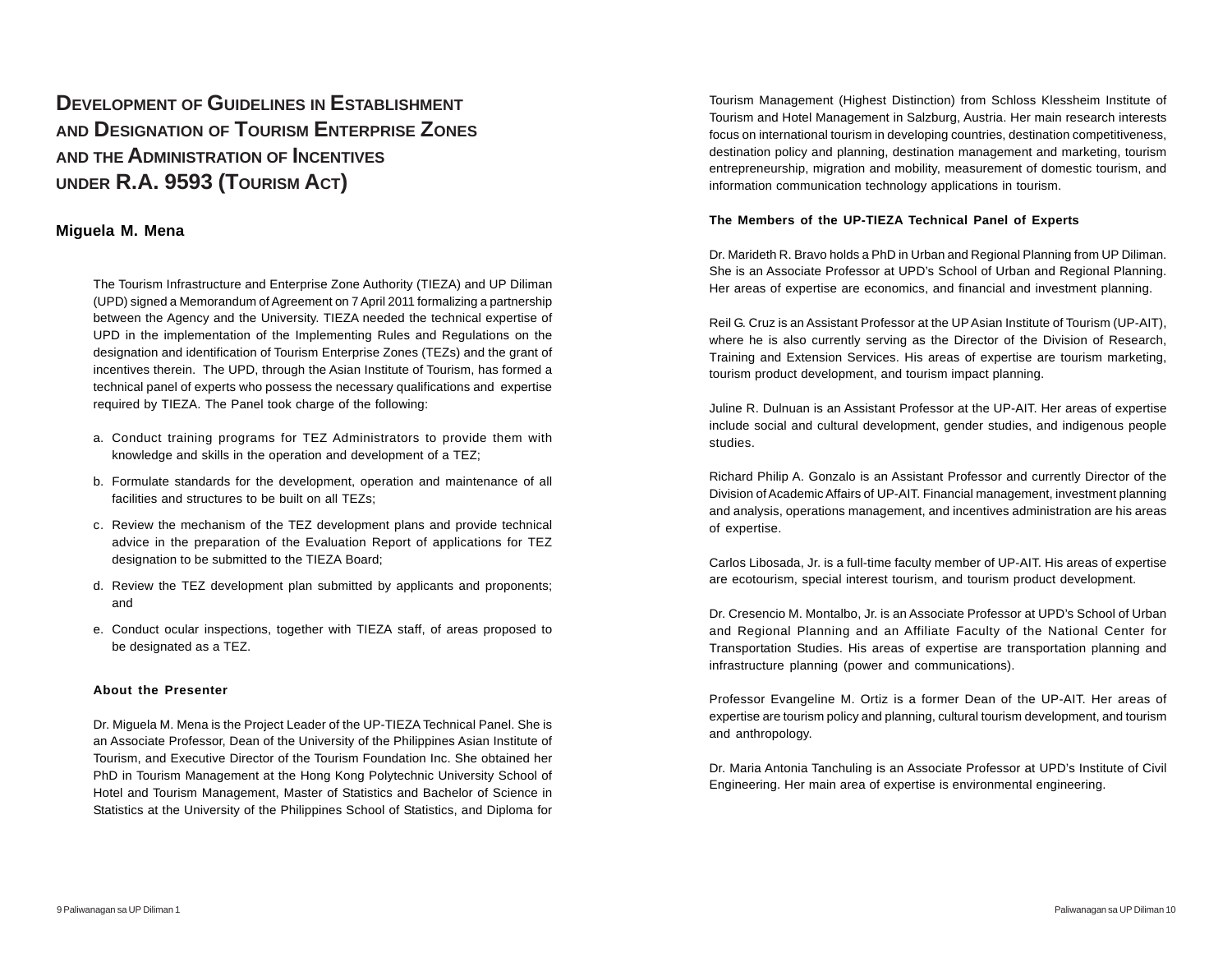# Development of Guidelines in Establishment and Designation of Tourism Enterprise Zones and the Administration of Incentives under R.A. 9593 (Tourism Act)

## Miguela M. Mena

The Tourism Infrastructure and Enterprise Zone Authority (TIEZA) and UP Diliman (UPD) signed a Memorandum of Agreement on 7 April 2011 formalizing a partnership between the Agency and the University. TIEZA needed the technical expertise of UPD in the implementation of the Implementing Rules and Regulations on the designation and identification of Tourism Enterprise Zones (TEZs) and the grant of incentives therein. The UPD, through the Asian Institute of Tourism, has formed a technical panel of experts who possess the necessary qualifications and expertise required by TIEZA. The Panel took charge of the following:

a. Conduct training programs for TEZ Administrators to provide them with knowledge and skills in the operation and development of a TEZ;

b. Formulate standards for the development, operation and maintenance of all facilities and structures to be built on all TEZs;

c. Review the mechanism of the TEZ development plans and provide technical advice in the preparation of the Evaluation Report of applications for TEZ designation to be submitted to the TIEZA Board;

d. Review the TEZ development plan submitted by applicants and proponents; and

e. Conduct ocular inspections, together with TIEZA staff, of areas proposed to be designated as a TEZ.

### About the Presenter

Dr. Miguela M. Mena is the Project Leader of the UP-TIEZA Technical Panel. She is an Associate Professor, Dean of the University of the Philippines Asian Institute of Tourism, and Executive Director of the Tourism Foundation Inc. She obtained her PhD in Tourism Management at the Hong Kong Polytechnic University School of Hotel and Tourism Management, Master of Statistics and Bachelor of Science in Statistics at the University of the Philippines School of Statistics, and Diploma for Tourism Management (Highest Distinction) from Schloss Klessheim Institute of Tourism and Hotel Management in Salzburg, Austria. Her main research interests focus on international tourism in developing countries, destination competitiveness, destination policy and planning, destination management and marketing, tourism entrepreneurship, migration and mobility, measurement of domestic tourism, and information communication technology applications in tourism.

### The Members of the UP-TIEZA Technical Panel of Experts

Dr. Marideth R. Bravo holds a PhD in Urban and Regional Planning from UP Diliman. She is an Associate Professor at UPD's School of Urban and Regional Planning. Her areas of expertise are economics, and financial and investment planning.

Reil G. Cruz is an Assistant Professor at the UP Asian Institute of Tourism (UP-AIT), where he is also currently serving as the Director of the Division of Research, Training and Extension Services. His areas of expertise are tourism marketing, tourism product development, and tourism impact planning.

Juline R. Dulnuan is an Assistant Professor at the UP-AIT. Her areas of expertise include social and cultural development, gender studies, and indigenous people studies.

Richard Philip A. Gonzalo is an Assistant Professor and currently Director of the Division of Academic Affairs of UP-AIT. Financial management, investment planning and analysis, operations management, and incentives administration are his areas of expertise.

Carlos Libosada, Jr. is a full-time faculty member of UP-AIT. His areas of expertise are ecotourism, special interest tourism, and tourism product development.

Dr. Cresencio M. Montalbo, Jr. is an Associate Professor at UPD's School of Urban and Regional Planning and an Affiliate Faculty of the National Center for Transportation Studies. His areas of expertise are transportation planning and infrastructure planning (power and communications).

Professor Evangeline M. Ortiz is a former Dean of the UP-AIT. Her areas of expertise are tourism policy and planning, cultural tourism development, and tourism and anthropology.

Dr. Maria Antonia Tanchuling is an Associate Professor at UPD's Institute of Civil Engineering. Her main area of expertise is environmental engineering.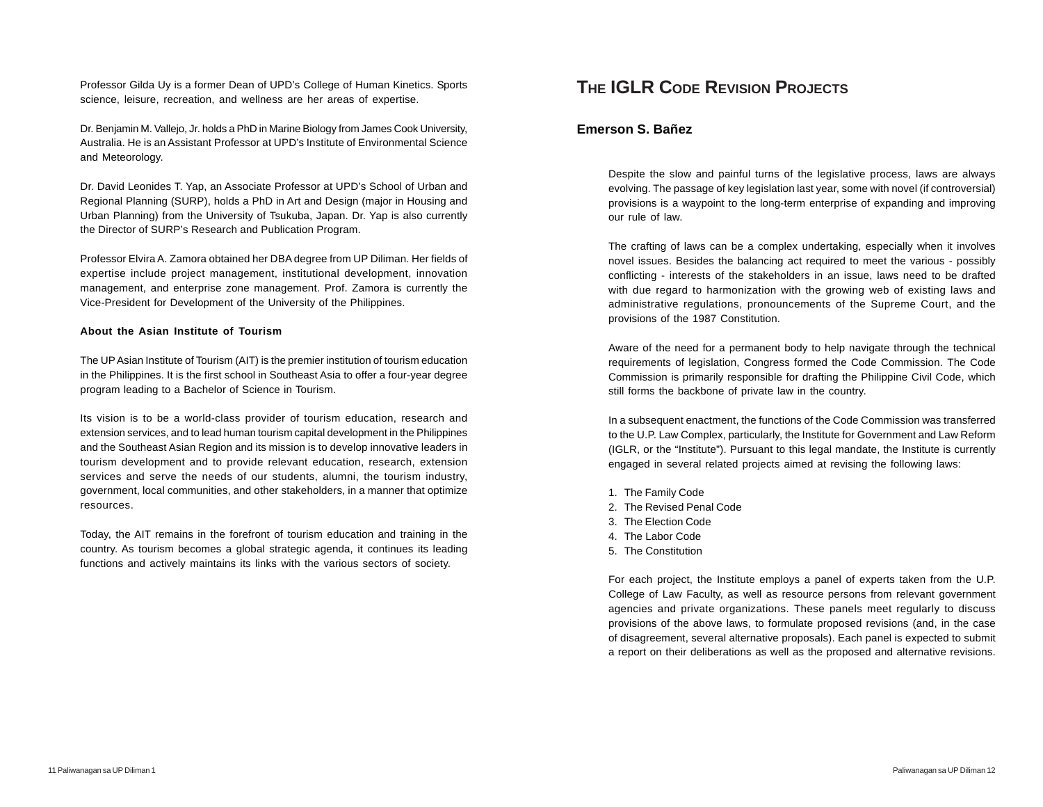Professor Gilda Uy is a former Dean of UPD's College of Human Kinetics. Sports science, leisure, recreation, and wellness are her areas of expertise.

Dr. Benjamin M. Vallejo, Jr. holds a PhD in Marine Biology from James Cook University, Australia. He is an Assistant Professor at UPD's Institute of Environmental Science and Meteorology.

Dr. David Leonides T. Yap, an Associate Professor at UPD's School of Urban and Regional Planning (SURP), holds a PhD in Art and Design (major in Housing and Urban Planning) from the University of Tsukuba, Japan. Dr. Yap is also currently the Director of SURP's Research and Publication Program.

Professor Elvira A. Zamora obtained her DBA degree from UP Diliman. Her fields of expertise include project management, institutional development, innovation management, and enterprise zone management. Prof. Zamora is currently the Vice-President for Development of the University of the Philippines.

**About the Asian Institute of Tourism**

The UP Asian Institute of Tourism (AIT) is the premier institution of tourism education in the Philippines. It is the first school in Southeast Asia to offer a four-year degree program leading to a Bachelor of Science in Tourism.

Its vision is to be a world-class provider of tourism education, research and extension services, and to lead human tourism capital development in the Philippines and the Southeast Asian Region and its mission is to develop innovative leaders in tourism development and to provide relevant education, research, extension services and serve the needs of our students, alumni, the tourism industry, government, local communities, and other stakeholders, in a manner that optimize resources.

Today, the AIT remains in the forefront of tourism education and training in the country. As tourism becomes a global strategic agenda, it continues its leading functions and actively maintains its links with the various sectors of society.

# The IGLR Code Revision Projects

## Emerson S. Bañez

Despite the slow and painful turns of the legislative process, laws are always evolving. The passage of key legislation last year, some with novel (if controversial) provisions is a waypoint to the long-term enterprise of expanding and improving our rule of law.

The crafting of laws can be a complex undertaking, especially when it involves novel issues. Besides the balancing act required to meet the various - possibly conflicting - interests of the stakeholders in an issue, laws need to be drafted with due regard to harmonization with the growing web of existing laws and administrative regulations, pronouncements of the Supreme Court, and the provisions of the 1987 Constitution.

Aware of the need for a permanent body to help navigate through the technical requirements of legislation, Congress formed the Code Commission. The Code Commission is primarily responsible for drafting the Philippine Civil Code, which still forms the backbone of private law in the country.

In a subsequent enactment, the functions of the Code Commission was transferred to the U.P. Law Complex, particularly, the Institute for Government and Law Reform (IGLR, or the "Institute"). Pursuant to this legal mandate, the Institute is currently engaged in several related projects aimed at revising the following laws:

1. The Family Code
2. The Revised Penal Code
3. The Election Code
4. The Labor Code
5. The Constitution

For each project, the Institute employs a panel of experts taken from the U.P. College of Law Faculty, as well as resource persons from relevant government agencies and private organizations. These panels meet regularly to discuss provisions of the above laws, to formulate proposed revisions (and, in the case of disagreement, several alternative proposals). Each panel is expected to submit a report on their deliberations as well as the proposed and alternative revisions.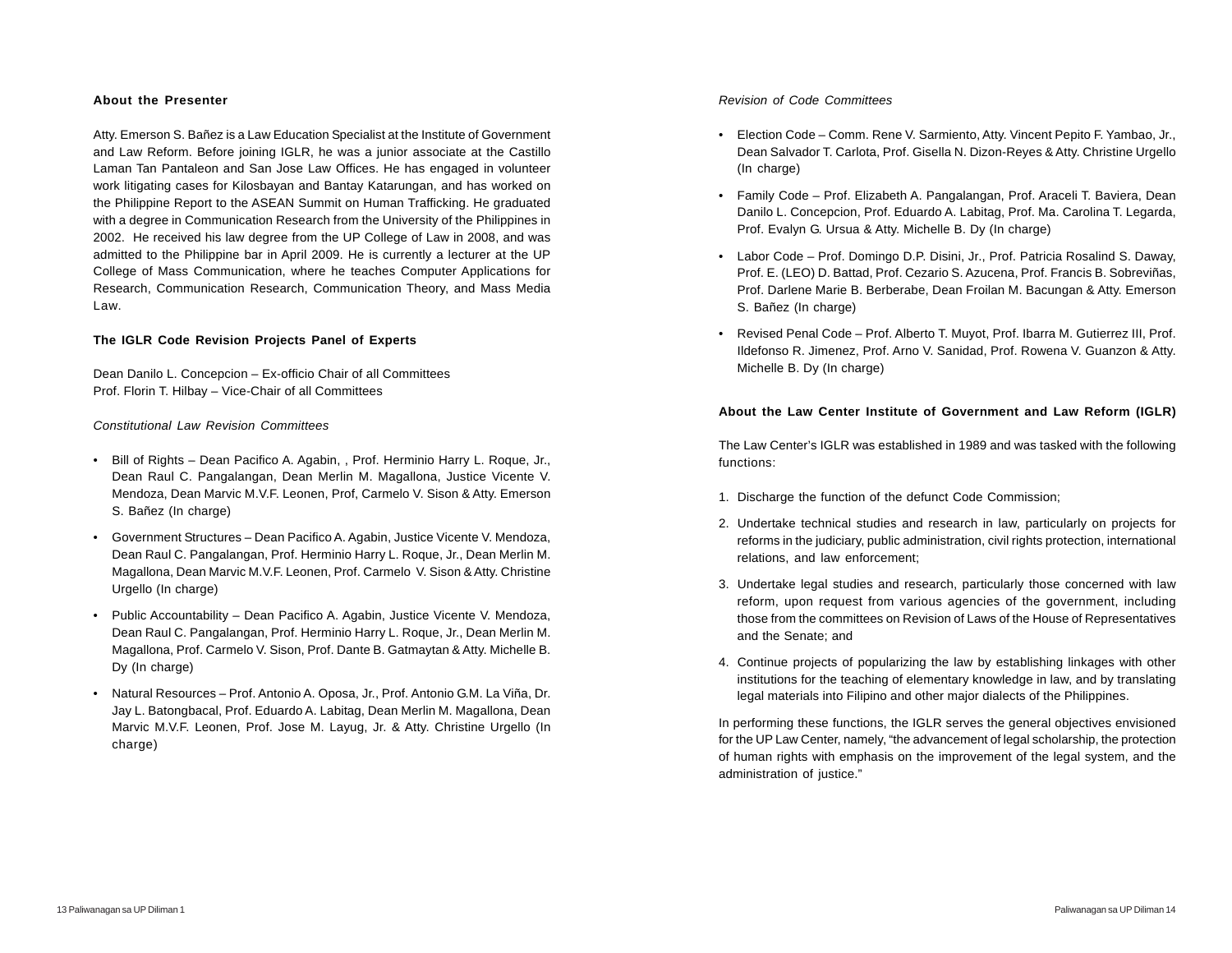### About the Presenter

Atty. Emerson S. Bañez is a Law Education Specialist at the Institute of Government and Law Reform. Before joining IGLR, he was a junior associate at the Castillo Laman Tan Pantaleon and San Jose Law Offices. He has engaged in volunteer work litigating cases for Kilosbayan and Bantay Katarungan, and has worked on the Philippine Report to the ASEAN Summit on Human Trafficking. He graduated with a degree in Communication Research from the University of the Philippines in 2002. He received his law degree from the UP College of Law in 2008, and was admitted to the Philippine bar in April 2009. He is currently a lecturer at the UP College of Mass Communication, where he teaches Computer Applications for Research, Communication Research, Communication Theory, and Mass Media Law.

### The IGLR Code Revision Projects Panel of Experts

Dean Danilo L. Concepcion – Ex-officio Chair of all Committees
Prof. Florin T. Hilbay – Vice-Chair of all Committees

*Constitutional Law Revision Committees*

- Bill of Rights – Dean Pacifico A. Agabin, , Prof. Herminio Harry L. Roque, Jr., Dean Raul C. Pangalangan, Dean Merlin M. Magallona, Justice Vicente V. Mendoza, Dean Marvic M.V.F. Leonen, Prof, Carmelo V. Sison & Atty. Emerson S. Bañez (In charge)
- Government Structures – Dean Pacifico A. Agabin, Justice Vicente V. Mendoza, Dean Raul C. Pangalangan, Prof. Herminio Harry L. Roque, Jr., Dean Merlin M. Magallona, Dean Marvic M.V.F. Leonen, Prof. Carmelo V. Sison & Atty. Christine Urgello (In charge)
- Public Accountability – Dean Pacifico A. Agabin, Justice Vicente V. Mendoza, Dean Raul C. Pangalangan, Prof. Herminio Harry L. Roque, Jr., Dean Merlin M. Magallona, Prof. Carmelo V. Sison, Prof. Dante B. Gatmaytan & Atty. Michelle B. Dy (In charge)
- Natural Resources – Prof. Antonio A. Oposa, Jr., Prof. Antonio G.M. La Viña, Dr. Jay L. Batongbacal, Prof. Eduardo A. Labitag, Dean Merlin M. Magallona, Dean Marvic M.V.F. Leonen, Prof. Jose M. Layug, Jr. & Atty. Christine Urgello (In charge)

*Revision of Code Committees*

- Election Code – Comm. Rene V. Sarmiento, Atty. Vincent Pepito F. Yambao, Jr., Dean Salvador T. Carlota, Prof. Gisella N. Dizon-Reyes & Atty. Christine Urgello (In charge)
- Family Code – Prof. Elizabeth A. Pangalangan, Prof. Araceli T. Baviera, Dean Danilo L. Concepcion, Prof. Eduardo A. Labitag, Prof. Ma. Carolina T. Legarda, Prof. Evalyn G. Ursua & Atty. Michelle B. Dy (In charge)
- Labor Code – Prof. Domingo D.P. Disini, Jr., Prof. Patricia Rosalind S. Daway, Prof. E. (LEO) D. Battad, Prof. Cezario S. Azucena, Prof. Francis B. Sobreviñas, Prof. Darlene Marie B. Berberabe, Dean Froilan M. Bacungan & Atty. Emerson S. Bañez (In charge)
- Revised Penal Code – Prof. Alberto T. Muyot, Prof. Ibarra M. Gutierrez III, Prof. Ildefonso R. Jimenez, Prof. Arno V. Sanidad, Prof. Rowena V. Guanzon & Atty. Michelle B. Dy (In charge)

### About the Law Center Institute of Government and Law Reform (IGLR)

The Law Center's IGLR was established in 1989 and was tasked with the following functions:

1. Discharge the function of the defunct Code Commission;
2. Undertake technical studies and research in law, particularly on projects for reforms in the judiciary, public administration, civil rights protection, international relations, and law enforcement;
3. Undertake legal studies and research, particularly those concerned with law reform, upon request from various agencies of the government, including those from the committees on Revision of Laws of the House of Representatives and the Senate; and
4. Continue projects of popularizing the law by establishing linkages with other institutions for the teaching of elementary knowledge in law, and by translating legal materials into Filipino and other major dialects of the Philippines.

In performing these functions, the IGLR serves the general objectives envisioned for the UP Law Center, namely, "the advancement of legal scholarship, the protection of human rights with emphasis on the improvement of the legal system, and the administration of justice."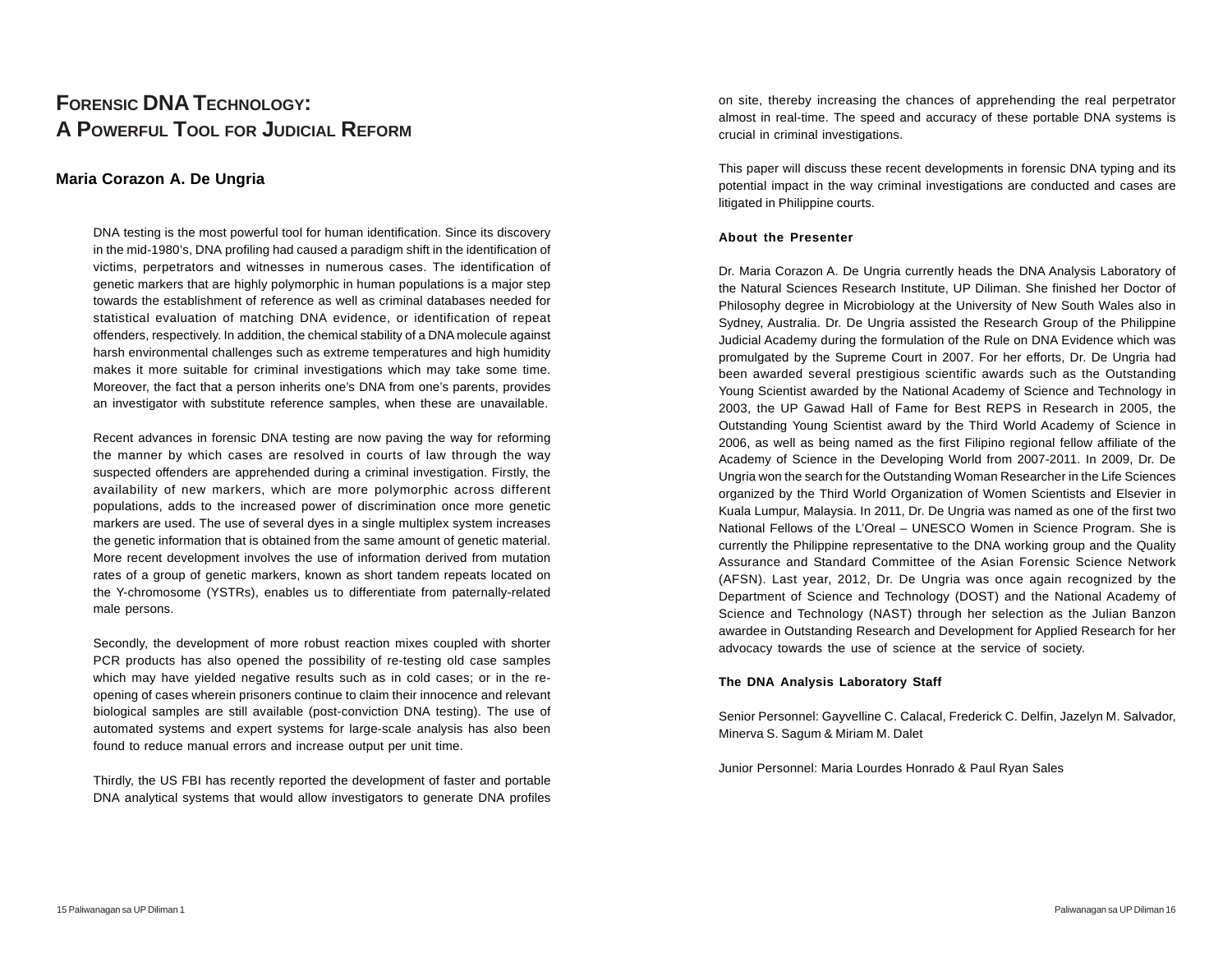# Forensic DNA Technology: A Powerful Tool for Judicial Reform

## Maria Corazon A. De Ungria

DNA testing is the most powerful tool for human identification. Since its discovery in the mid-1980's, DNA profiling had caused a paradigm shift in the identification of victims, perpetrators and witnesses in numerous cases. The identification of genetic markers that are highly polymorphic in human populations is a major step towards the establishment of reference as well as criminal databases needed for statistical evaluation of matching DNA evidence, or identification of repeat offenders, respectively. In addition, the chemical stability of a DNA molecule against harsh environmental challenges such as extreme temperatures and high humidity makes it more suitable for criminal investigations which may take some time. Moreover, the fact that a person inherits one's DNA from one's parents, provides an investigator with substitute reference samples, when these are unavailable.

Recent advances in forensic DNA testing are now paving the way for reforming the manner by which cases are resolved in courts of law through the way suspected offenders are apprehended during a criminal investigation. Firstly, the availability of new markers, which are more polymorphic across different populations, adds to the increased power of discrimination once more genetic markers are used. The use of several dyes in a single multiplex system increases the genetic information that is obtained from the same amount of genetic material. More recent development involves the use of information derived from mutation rates of a group of genetic markers, known as short tandem repeats located on the Y-chromosome (YSTRs), enables us to differentiate from paternally-related male persons.

Secondly, the development of more robust reaction mixes coupled with shorter PCR products has also opened the possibility of re-testing old case samples which may have yielded negative results such as in cold cases; or in the re-opening of cases wherein prisoners continue to claim their innocence and relevant biological samples are still available (post-conviction DNA testing). The use of automated systems and expert systems for large-scale analysis has also been found to reduce manual errors and increase output per unit time.

Thirdly, the US FBI has recently reported the development of faster and portable DNA analytical systems that would allow investigators to generate DNA profiles on site, thereby increasing the chances of apprehending the real perpetrator almost in real-time. The speed and accuracy of these portable DNA systems is crucial in criminal investigations.

This paper will discuss these recent developments in forensic DNA typing and its potential impact in the way criminal investigations are conducted and cases are litigated in Philippine courts.

### About the Presenter

Dr. Maria Corazon A. De Ungria currently heads the DNA Analysis Laboratory of the Natural Sciences Research Institute, UP Diliman. She finished her Doctor of Philosophy degree in Microbiology at the University of New South Wales also in Sydney, Australia. Dr. De Ungria assisted the Research Group of the Philippine Judicial Academy during the formulation of the Rule on DNA Evidence which was promulgated by the Supreme Court in 2007. For her efforts, Dr. De Ungria had been awarded several prestigious scientific awards such as the Outstanding Young Scientist awarded by the National Academy of Science and Technology in 2003, the UP Gawad Hall of Fame for Best REPS in Research in 2005, the Outstanding Young Scientist award by the Third World Academy of Science in 2006, as well as being named as the first Filipino regional fellow affiliate of the Academy of Science in the Developing World from 2007-2011. In 2009, Dr. De Ungria won the search for the Outstanding Woman Researcher in the Life Sciences organized by the Third World Organization of Women Scientists and Elsevier in Kuala Lumpur, Malaysia. In 2011, Dr. De Ungria was named as one of the first two National Fellows of the L'Oreal – UNESCO Women in Science Program. She is currently the Philippine representative to the DNA working group and the Quality Assurance and Standard Committee of the Asian Forensic Science Network (AFSN). Last year, 2012, Dr. De Ungria was once again recognized by the Department of Science and Technology (DOST) and the National Academy of Science and Technology (NAST) through her selection as the Julian Banzon awardee in Outstanding Research and Development for Applied Research for her advocacy towards the use of science at the service of society.

### The DNA Analysis Laboratory Staff

Senior Personnel: Gayvelline C. Calacal, Frederick C. Delfin, Jazelyn M. Salvador, Minerva S. Sagum & Miriam M. Dalet

Junior Personnel: Maria Lourdes Honrado & Paul Ryan Sales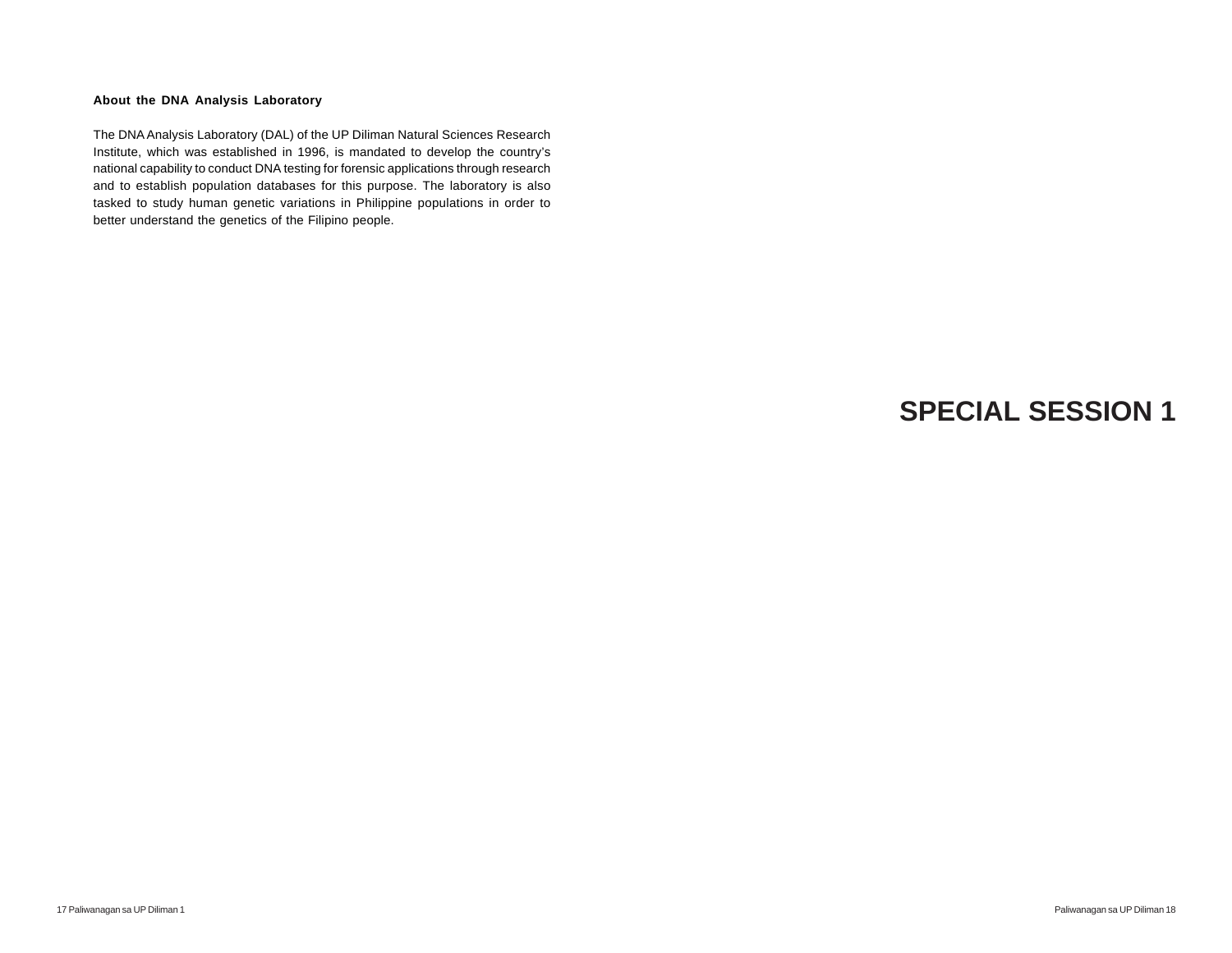**About the DNA Analysis Laboratory**

The DNA Analysis Laboratory (DAL) of the UP Diliman Natural Sciences Research Institute, which was established in 1996, is mandated to develop the country's national capability to conduct DNA testing for forensic applications through research and to establish population databases for this purpose. The laboratory is also tasked to study human genetic variations in Philippine populations in order to better understand the genetics of the Filipino people.

# SPECIAL SESSION 1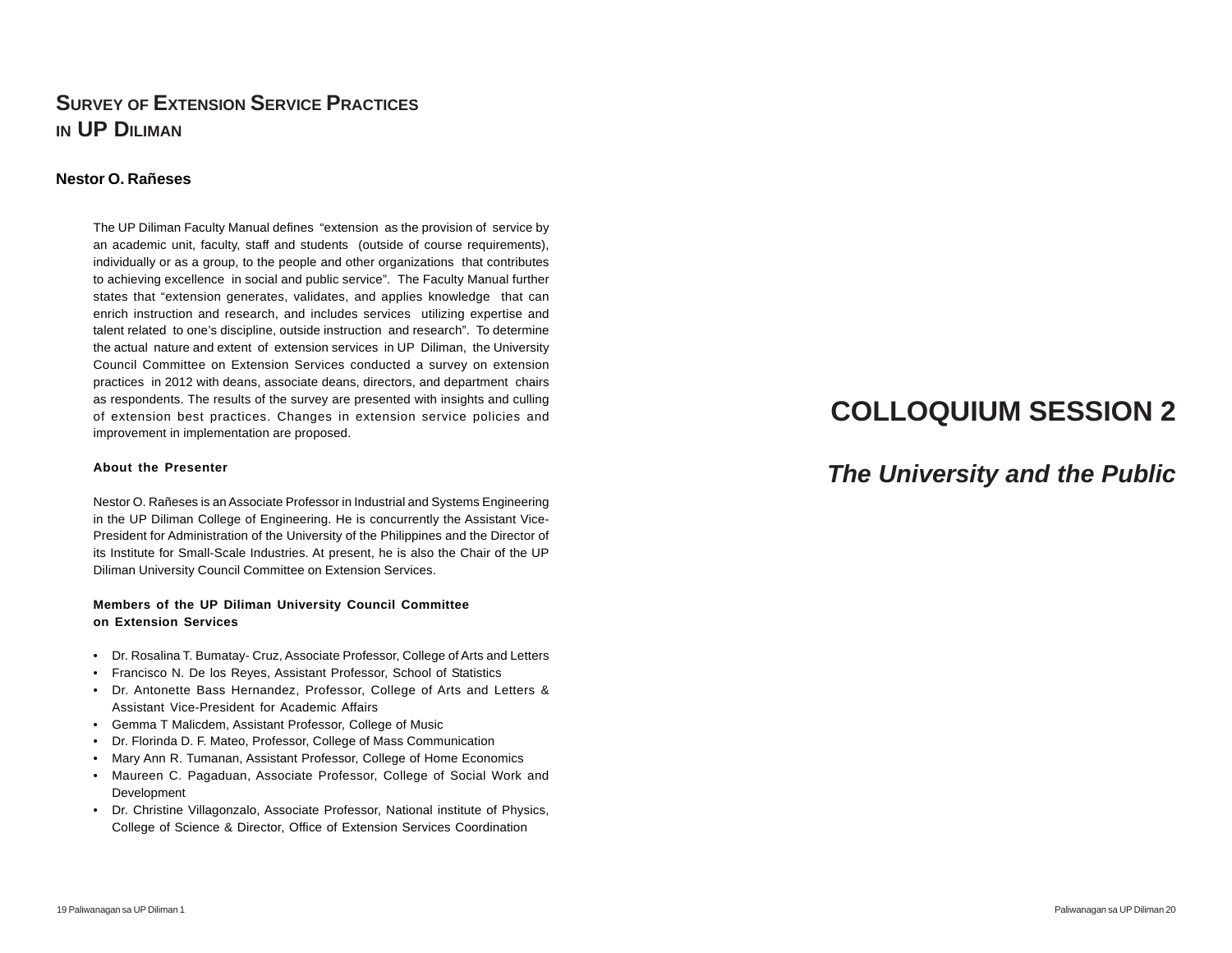## Survey of Extension Service Practices in UP Diliman

**Nestor O. Rañeses**

The UP Diliman Faculty Manual defines "extension as the provision of service by an academic unit, faculty, staff and students (outside of course requirements), individually or as a group, to the people and other organizations that contributes to achieving excellence in social and public service". The Faculty Manual further states that "extension generates, validates, and applies knowledge that can enrich instruction and research, and includes services utilizing expertise and talent related to one's discipline, outside instruction and research". To determine the actual nature and extent of extension services in UP Diliman, the University Council Committee on Extension Services conducted a survey on extension practices in 2012 with deans, associate deans, directors, and department chairs as respondents. The results of the survey are presented with insights and culling of extension best practices. Changes in extension service policies and improvement in implementation are proposed.

**About the Presenter**

Nestor O. Rañeses is an Associate Professor in Industrial and Systems Engineering in the UP Diliman College of Engineering. He is concurrently the Assistant Vice-President for Administration of the University of the Philippines and the Director of its Institute for Small-Scale Industries. At present, he is also the Chair of the UP Diliman University Council Committee on Extension Services.

**Members of the UP Diliman University Council Committee on Extension Services**

- Dr. Rosalina T. Bumatay- Cruz, Associate Professor, College of Arts and Letters
- Francisco N. De los Reyes, Assistant Professor, School of Statistics
- Dr. Antonette Bass Hernandez, Professor, College of Arts and Letters & Assistant Vice-President for Academic Affairs
- Gemma T Malicdem, Assistant Professor, College of Music
- Dr. Florinda D. F. Mateo, Professor, College of Mass Communication
- Mary Ann R. Tumanan, Assistant Professor, College of Home Economics
- Maureen C. Pagaduan, Associate Professor, College of Social Work and Development
- Dr. Christine Villagonzalo, Associate Professor, National institute of Physics, College of Science & Director, Office of Extension Services Coordination

# COLLOQUIUM SESSION 2

## *The University and the Public*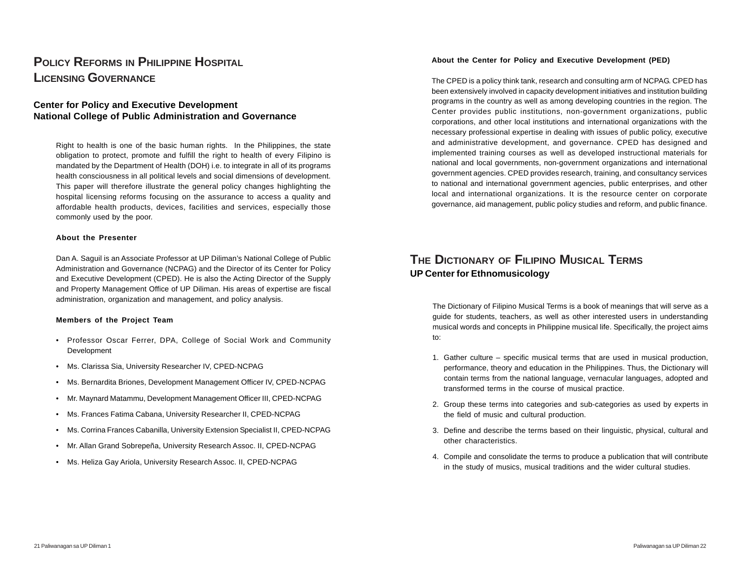# Policy Reforms in Philippine Hospital Licensing Governance

## Center for Policy and Executive Development
## National College of Public Administration and Governance

Right to health is one of the basic human rights. In the Philippines, the state obligation to protect, promote and fulfill the right to health of every Filipino is mandated by the Department of Health (DOH) i.e. to integrate in all of its programs health consciousness in all political levels and social dimensions of development. This paper will therefore illustrate the general policy changes highlighting the hospital licensing reforms focusing on the assurance to access a quality and affordable health products, devices, facilities and services, especially those commonly used by the poor.

**About the Presenter**

Dan A. Saguil is an Associate Professor at UP Diliman's National College of Public Administration and Governance (NCPAG) and the Director of its Center for Policy and Executive Development (CPED). He is also the Acting Director of the Supply and Property Management Office of UP Diliman. His areas of expertise are fiscal administration, organization and management, and policy analysis.

**Members of the Project Team**

- Professor Oscar Ferrer, DPA, College of Social Work and Community Development
- Ms. Clarissa Sia, University Researcher IV, CPED-NCPAG
- Ms. Bernardita Briones, Development Management Officer IV, CPED-NCPAG
- Mr. Maynard Matammu, Development Management Officer III, CPED-NCPAG
- Ms. Frances Fatima Cabana, University Researcher II, CPED-NCPAG
- Ms. Corrina Frances Cabanilla, University Extension Specialist II, CPED-NCPAG
- Mr. Allan Grand Sobrepeña, University Research Assoc. II, CPED-NCPAG
- Ms. Heliza Gay Ariola, University Research Assoc. II, CPED-NCPAG

**About the Center for Policy and Executive Development (PED)**

The CPED is a policy think tank, research and consulting arm of NCPAG. CPED has been extensively involved in capacity development initiatives and institution building programs in the country as well as among developing countries in the region. The Center provides public institutions, non-government organizations, public corporations, and other local institutions and international organizations with the necessary professional expertise in dealing with issues of public policy, executive and administrative development, and governance. CPED has designed and implemented training courses as well as developed instructional materials for national and local governments, non-government organizations and international government agencies. CPED provides research, training, and consultancy services to national and international government agencies, public enterprises, and other local and international organizations. It is the resource center on corporate governance, aid management, public policy studies and reform, and public finance.

# The Dictionary of Filipino Musical Terms

## UP Center for Ethnomusicology

The Dictionary of Filipino Musical Terms is a book of meanings that will serve as a guide for students, teachers, as well as other interested users in understanding musical words and concepts in Philippine musical life. Specifically, the project aims to:

1. Gather culture – specific musical terms that are used in musical production, performance, theory and education in the Philippines. Thus, the Dictionary will contain terms from the national language, vernacular languages, adopted and transformed terms in the course of musical practice.
2. Group these terms into categories and sub-categories as used by experts in the field of music and cultural production.
3. Define and describe the terms based on their linguistic, physical, cultural and other characteristics.
4. Compile and consolidate the terms to produce a publication that will contribute in the study of musics, musical traditions and the wider cultural studies.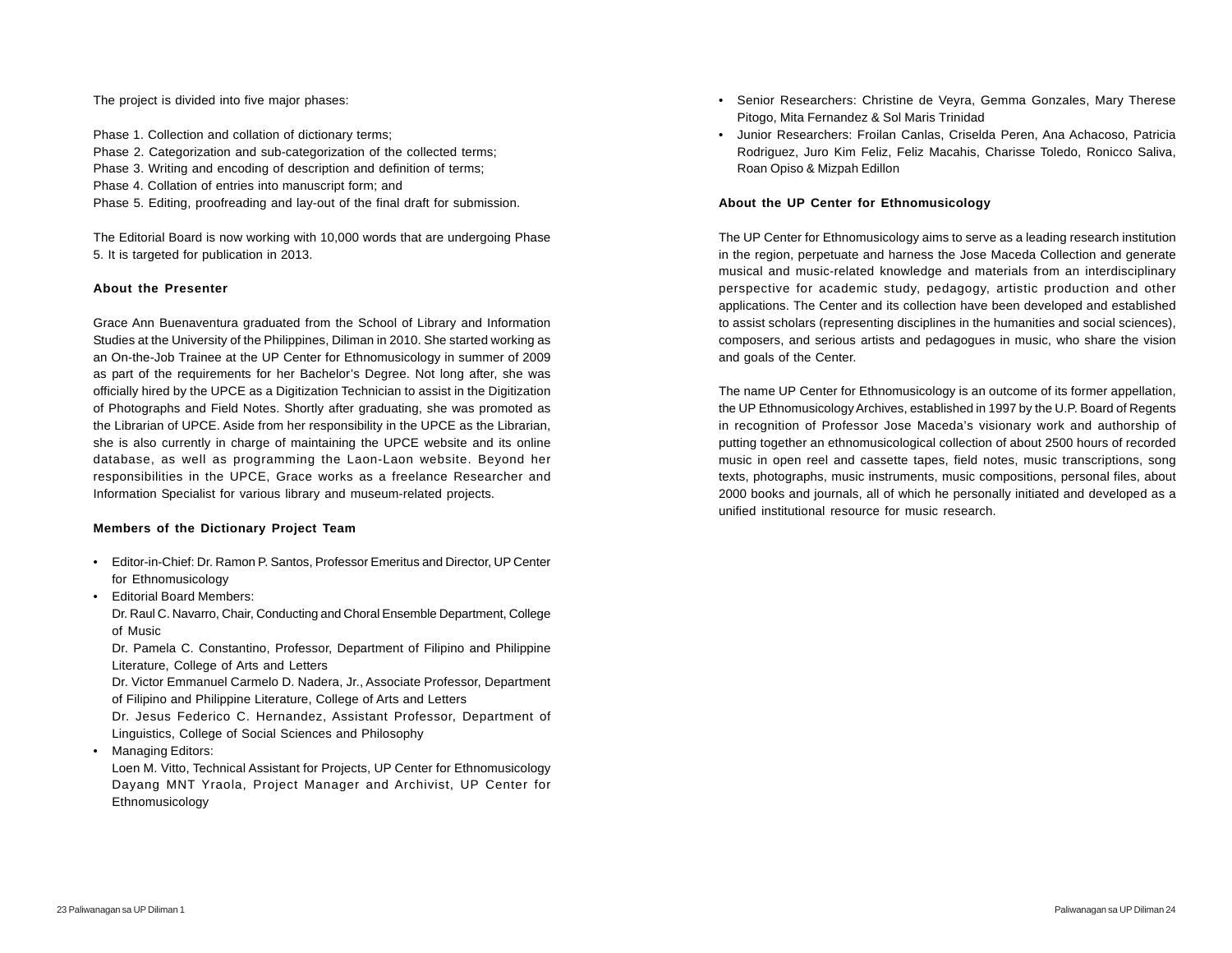The project is divided into five major phases:

Phase 1. Collection and collation of dictionary terms;
Phase 2. Categorization and sub-categorization of the collected terms;
Phase 3. Writing and encoding of description and definition of terms;
Phase 4. Collation of entries into manuscript form; and
Phase 5. Editing, proofreading and lay-out of the final draft for submission.

The Editorial Board is now working with 10,000 words that are undergoing Phase 5. It is targeted for publication in 2013.

**About the Presenter**

Grace Ann Buenaventura graduated from the School of Library and Information Studies at the University of the Philippines, Diliman in 2010. She started working as an On-the-Job Trainee at the UP Center for Ethnomusicology in summer of 2009 as part of the requirements for her Bachelor's Degree. Not long after, she was officially hired by the UPCE as a Digitization Technician to assist in the Digitization of Photographs and Field Notes. Shortly after graduating, she was promoted as the Librarian of UPCE. Aside from her responsibility in the UPCE as the Librarian, she is also currently in charge of maintaining the UPCE website and its online database, as well as programming the Laon-Laon website. Beyond her responsibilities in the UPCE, Grace works as a freelance Researcher and Information Specialist for various library and museum-related projects.

**Members of the Dictionary Project Team**

- Editor-in-Chief: Dr. Ramon P. Santos, Professor Emeritus and Director, UP Center for Ethnomusicology
- Editorial Board Members:
  Dr. Raul C. Navarro, Chair, Conducting and Choral Ensemble Department, College of Music
  Dr. Pamela C. Constantino, Professor, Department of Filipino and Philippine Literature, College of Arts and Letters
  Dr. Victor Emmanuel Carmelo D. Nadera, Jr., Associate Professor, Department of Filipino and Philippine Literature, College of Arts and Letters
  Dr. Jesus Federico C. Hernandez, Assistant Professor, Department of Linguistics, College of Social Sciences and Philosophy
- Managing Editors:
  Loen M. Vitto, Technical Assistant for Projects, UP Center for Ethnomusicology
  Dayang MNT Yraola, Project Manager and Archivist, UP Center for Ethnomusicology
- Senior Researchers: Christine de Veyra, Gemma Gonzales, Mary Therese Pitogo, Mita Fernandez & Sol Maris Trinidad
- Junior Researchers: Froilan Canlas, Criselda Peren, Ana Achacoso, Patricia Rodriguez, Juro Kim Feliz, Feliz Macahis, Charisse Toledo, Ronicco Saliva, Roan Opiso & Mizpah Edillon

**About the UP Center for Ethnomusicology**

The UP Center for Ethnomusicology aims to serve as a leading research institution in the region, perpetuate and harness the Jose Maceda Collection and generate musical and music-related knowledge and materials from an interdisciplinary perspective for academic study, pedagogy, artistic production and other applications. The Center and its collection have been developed and established to assist scholars (representing disciplines in the humanities and social sciences), composers, and serious artists and pedagogues in music, who share the vision and goals of the Center.

The name UP Center for Ethnomusicology is an outcome of its former appellation, the UP Ethnomusicology Archives, established in 1997 by the U.P. Board of Regents in recognition of Professor Jose Maceda's visionary work and authorship of putting together an ethnomusicological collection of about 2500 hours of recorded music in open reel and cassette tapes, field notes, music transcriptions, song texts, photographs, music instruments, music compositions, personal files, about 2000 books and journals, all of which he personally initiated and developed as a unified institutional resource for music research.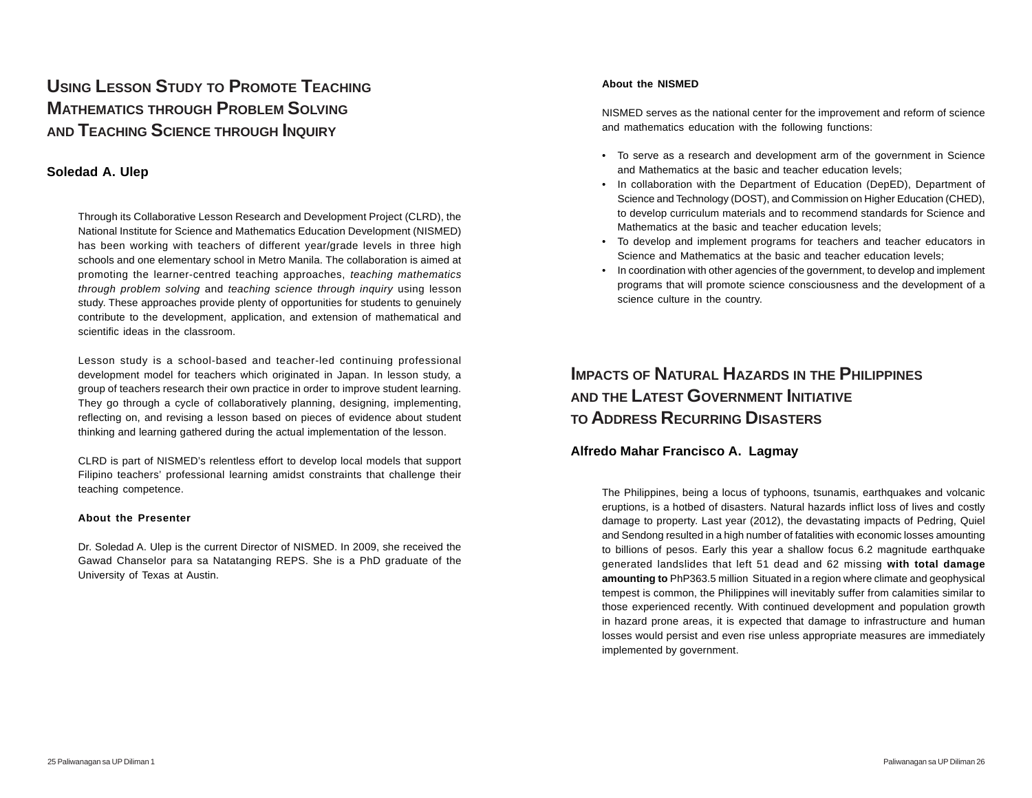# Using Lesson Study to Promote Teaching Mathematics through Problem Solving and Teaching Science through Inquiry

## Soledad A. Ulep

Through its Collaborative Lesson Research and Development Project (CLRD), the National Institute for Science and Mathematics Education Development (NISMED) has been working with teachers of different year/grade levels in three high schools and one elementary school in Metro Manila. The collaboration is aimed at promoting the learner-centred teaching approaches, *teaching mathematics through problem solving* and *teaching science through inquiry* using lesson study. These approaches provide plenty of opportunities for students to genuinely contribute to the development, application, and extension of mathematical and scientific ideas in the classroom.

Lesson study is a school-based and teacher-led continuing professional development model for teachers which originated in Japan. In lesson study, a group of teachers research their own practice in order to improve student learning. They go through a cycle of collaboratively planning, designing, implementing, reflecting on, and revising a lesson based on pieces of evidence about student thinking and learning gathered during the actual implementation of the lesson.

CLRD is part of NISMED's relentless effort to develop local models that support Filipino teachers' professional learning amidst constraints that challenge their teaching competence.

**About the Presenter**

Dr. Soledad A. Ulep is the current Director of NISMED. In 2009, she received the Gawad Chanselor para sa Natatanging REPS. She is a PhD graduate of the University of Texas at Austin.

**About the NISMED**

NISMED serves as the national center for the improvement and reform of science and mathematics education with the following functions:

- To serve as a research and development arm of the government in Science and Mathematics at the basic and teacher education levels;
- In collaboration with the Department of Education (DepED), Department of Science and Technology (DOST), and Commission on Higher Education (CHED), to develop curriculum materials and to recommend standards for Science and Mathematics at the basic and teacher education levels;
- To develop and implement programs for teachers and teacher educators in Science and Mathematics at the basic and teacher education levels;
- In coordination with other agencies of the government, to develop and implement programs that will promote science consciousness and the development of a science culture in the country.

# Impacts of Natural Hazards in the Philippines and the Latest Government Initiative to Address Recurring Disasters

## Alfredo Mahar Francisco A. Lagmay

The Philippines, being a locus of typhoons, tsunamis, earthquakes and volcanic eruptions, is a hotbed of disasters. Natural hazards inflict loss of lives and costly damage to property. Last year (2012), the devastating impacts of Pedring, Quiel and Sendong resulted in a high number of fatalities with economic losses amounting to billions of pesos. Early this year a shallow focus 6.2 magnitude earthquake generated landslides that left 51 dead and 62 missing **with total damage amounting to** PhP363.5 million Situated in a region where climate and geophysical tempest is common, the Philippines will inevitably suffer from calamities similar to those experienced recently. With continued development and population growth in hazard prone areas, it is expected that damage to infrastructure and human losses would persist and even rise unless appropriate measures are immediately implemented by government.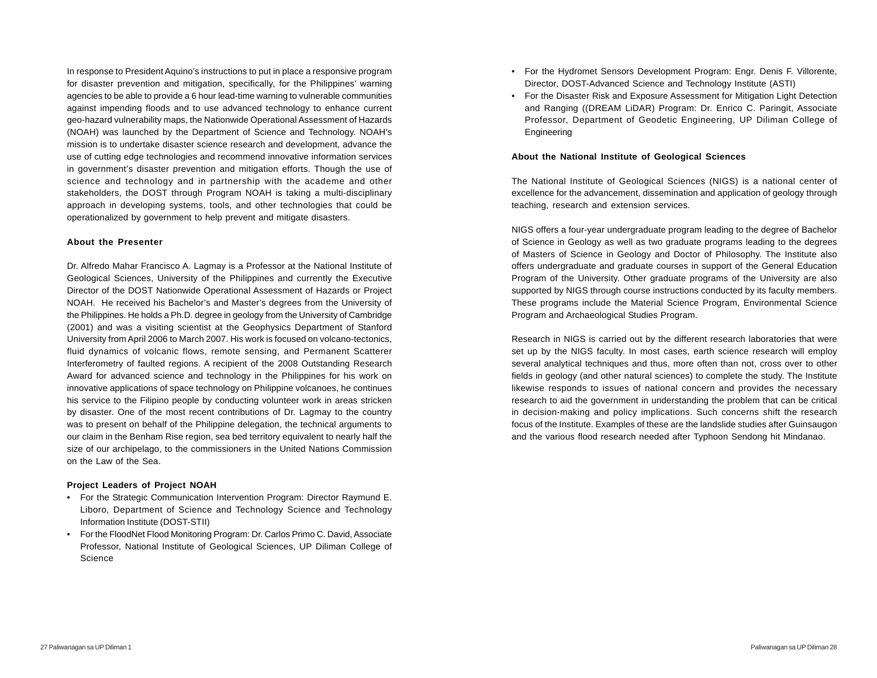In response to President Aquino's instructions to put in place a responsive program for disaster prevention and mitigation, specifically, for the Philippines' warning agencies to be able to provide a 6 hour lead-time warning to vulnerable communities against impending floods and to use advanced technology to enhance current geo-hazard vulnerability maps, the Nationwide Operational Assessment of Hazards (NOAH) was launched by the Department of Science and Technology. NOAH's mission is to undertake disaster science research and development, advance the use of cutting edge technologies and recommend innovative information services in government's disaster prevention and mitigation efforts. Though the use of science and technology and in partnership with the academe and other stakeholders, the DOST through Program NOAH is taking a multi-disciplinary approach in developing systems, tools, and other technologies that could be operationalized by government to help prevent and mitigate disasters.

**About the Presenter**

Dr. Alfredo Mahar Francisco A. Lagmay is a Professor at the National Institute of Geological Sciences, University of the Philippines and currently the Executive Director of the DOST Nationwide Operational Assessment of Hazards or Project NOAH. He received his Bachelor's and Master's degrees from the University of the Philippines. He holds a Ph.D. degree in geology from the University of Cambridge (2001) and was a visiting scientist at the Geophysics Department of Stanford University from April 2006 to March 2007. His work is focused on volcano-tectonics, fluid dynamics of volcanic flows, remote sensing, and Permanent Scatterer Interferometry of faulted regions. A recipient of the 2008 Outstanding Research Award for advanced science and technology in the Philippines for his work on innovative applications of space technology on Philippine volcanoes, he continues his service to the Filipino people by conducting volunteer work in areas stricken by disaster. One of the most recent contributions of Dr. Lagmay to the country was to present on behalf of the Philippine delegation, the technical arguments to our claim in the Benham Rise region, sea bed territory equivalent to nearly half the size of our archipelago, to the commissioners in the United Nations Commission on the Law of the Sea.

**Project Leaders of Project NOAH**

- For the Strategic Communication Intervention Program: Director Raymund E. Liboro, Department of Science and Technology Science and Technology Information Institute (DOST-STII)
- For the FloodNet Flood Monitoring Program: Dr. Carlos Primo C. David, Associate Professor, National Institute of Geological Sciences, UP Diliman College of Science
- For the Hydromet Sensors Development Program: Engr. Denis F. Villorente, Director, DOST-Advanced Science and Technology Institute (ASTI)
- For the Disaster Risk and Exposure Assessment for Mitigation Light Detection and Ranging ((DREAM LiDAR) Program: Dr. Enrico C. Paringit, Associate Professor, Department of Geodetic Engineering, UP Diliman College of Engineering

**About the National Institute of Geological Sciences**

The National Institute of Geological Sciences (NIGS) is a national center of excellence for the advancement, dissemination and application of geology through teaching, research and extension services.

NIGS offers a four-year undergraduate program leading to the degree of Bachelor of Science in Geology as well as two graduate programs leading to the degrees of Masters of Science in Geology and Doctor of Philosophy. The Institute also offers undergraduate and graduate courses in support of the General Education Program of the University. Other graduate programs of the University are also supported by NIGS through course instructions conducted by its faculty members. These programs include the Material Science Program, Environmental Science Program and Archaeological Studies Program.

Research in NIGS is carried out by the different research laboratories that were set up by the NIGS faculty. In most cases, earth science research will employ several analytical techniques and thus, more often than not, cross over to other fields in geology (and other natural sciences) to complete the study. The Institute likewise responds to issues of national concern and provides the necessary research to aid the government in understanding the problem that can be critical in decision-making and policy implications. Such concerns shift the research focus of the Institute. Examples of these are the landslide studies after Guinsaugon and the various flood research needed after Typhoon Sendong hit Mindanao.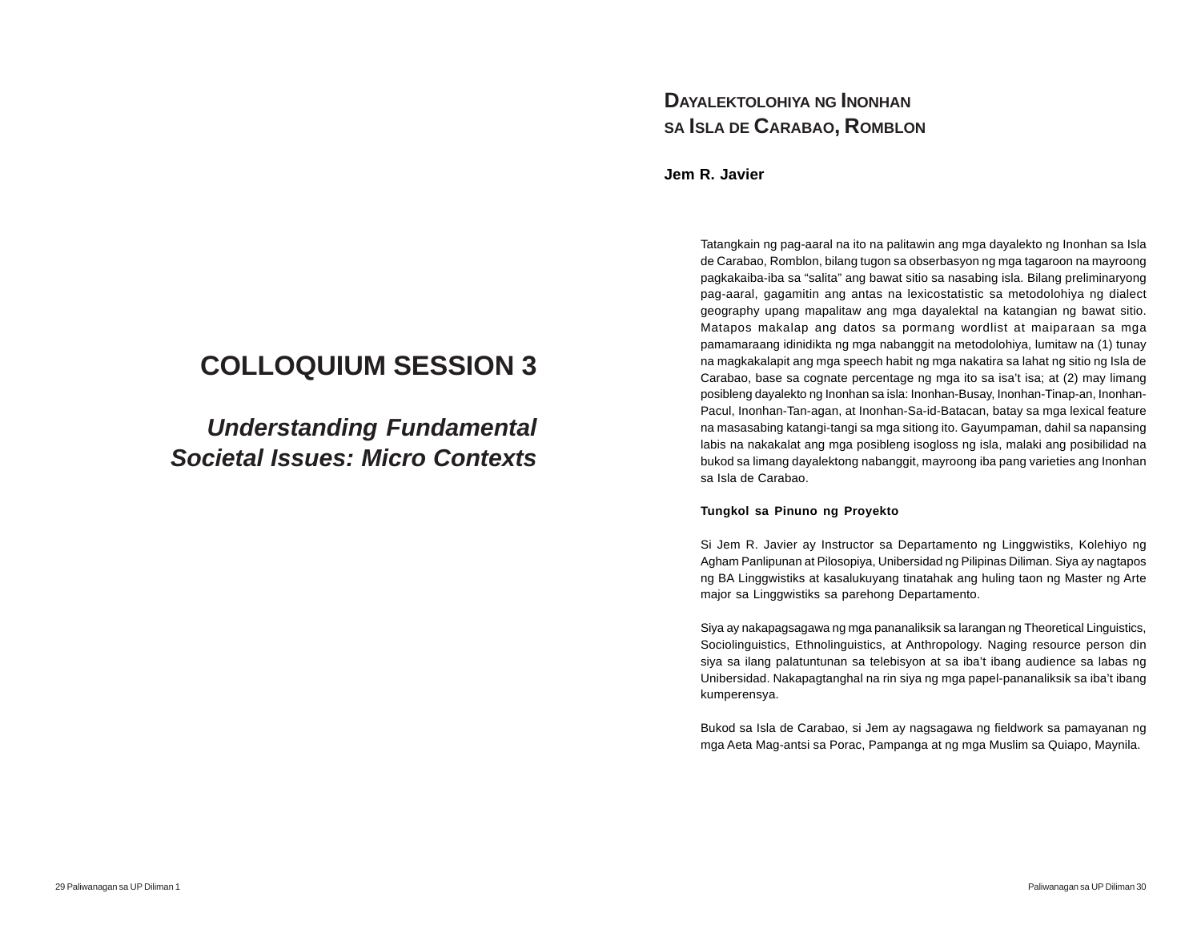# COLLOQUIUM SESSION 3

## *Understanding Fundamental Societal Issues: Micro Contexts*

## Dayalektolohiya ng Inonhan sa Isla de Carabao, Romblon

**Jem R. Javier**

Tatangkain ng pag-aaral na ito na palitawin ang mga dayalekto ng Inonhan sa Isla de Carabao, Romblon, bilang tugon sa obserbasyon ng mga tagaroon na mayroong pagkakaiba-iba sa “salita” ang bawat sitio sa nasabing isla. Bilang preliminaryong pag-aaral, gagamitin ang antas na lexicostatistic sa metodolohiya ng dialect geography upang mapalitaw ang mga dayalektal na katangian ng bawat sitio. Matapos makalap ang datos sa pormang wordlist at maiparaan sa mga pamamaraang idinidikta ng mga nabanggit na metodolohiya, lumitaw na (1) tunay na magkakalapit ang mga speech habit ng mga nakatira sa lahat ng sitio ng Isla de Carabao, base sa cognate percentage ng mga ito sa isa’t isa; at (2) may limang posibleng dayalekto ng Inonhan sa isla: Inonhan-Busay, Inonhan-Tinap-an, Inonhan-Pacul, Inonhan-Tan-agan, at Inonhan-Sa-id-Batacan, batay sa mga lexical feature na masasabing katangi-tangi sa mga sitiong ito. Gayumpaman, dahil sa napansing labis na nakakalat ang mga posibleng isogloss ng isla, malaki ang posibilidad na bukod sa limang dayalektong nabanggit, mayroong iba pang varieties ang Inonhan sa Isla de Carabao.

**Tungkol sa Pinuno ng Proyekto**

Si Jem R. Javier ay Instructor sa Departamento ng Linggwistiks, Kolehiyo ng Agham Panlipunan at Pilosopiya, Unibersidad ng Pilipinas Diliman. Siya ay nagtapos ng BA Linggwistiks at kasalukuyang tinatahak ang huling taon ng Master ng Arte major sa Linggwistiks sa parehong Departamento.

Siya ay nakapagsagawa ng mga pananaliksik sa larangan ng Theoretical Linguistics, Sociolinguistics, Ethnolinguistics, at Anthropology. Naging resource person din siya sa ilang palatuntunan sa telebisyon at sa iba’t ibang audience sa labas ng Unibersidad. Nakapagtanghal na rin siya ng mga papel-pananaliksik sa iba’t ibang kumperensya.

Bukod sa Isla de Carabao, si Jem ay nagsagawa ng fieldwork sa pamayanan ng mga Aeta Mag-antsi sa Porac, Pampanga at ng mga Muslim sa Quiapo, Maynila.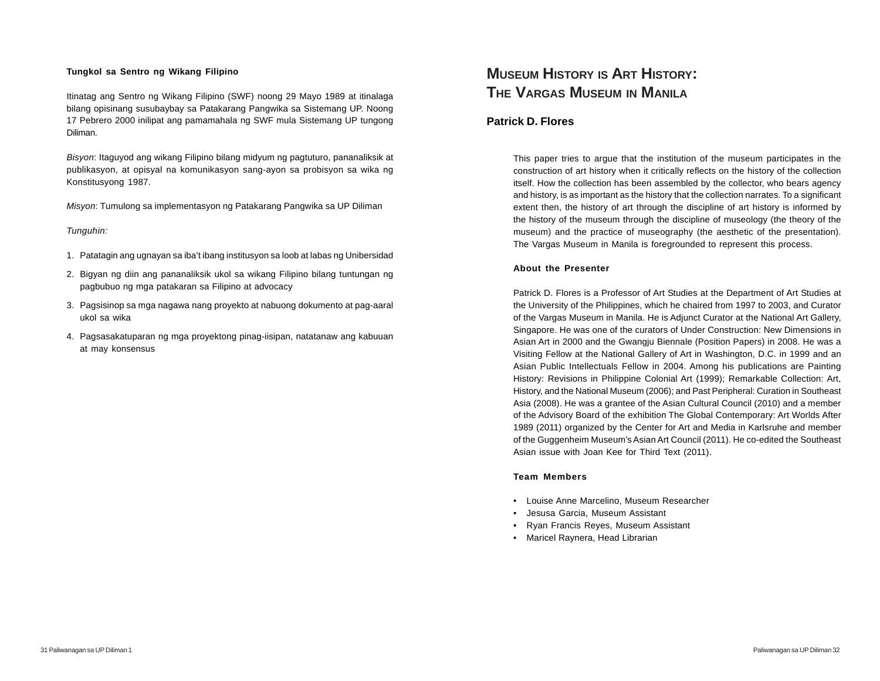**Tungkol sa Sentro ng Wikang Filipino**

Itinatag ang Sentro ng Wikang Filipino (SWF) noong 29 Mayo 1989 at itinalaga bilang opisinang susubaybay sa Patakarang Pangwika sa Sistemang UP. Noong 17 Pebrero 2000 inilipat ang pamamahala ng SWF mula Sistemang UP tungong Diliman.

*Bisyon*: Itaguyod ang wikang Filipino bilang midyum ng pagtuturo, pananaliksik at publikasyon, at opisyal na komunikasyon sang-ayon sa probisyon sa wika ng Konstitusyong 1987.

*Misyon*: Tumulong sa implementasyon ng Patakarang Pangwika sa UP Diliman

*Tunguhin:*

1. Patatagin ang ugnayan sa iba't ibang institusyon sa loob at labas ng Unibersidad
2. Bigyan ng diin ang pananaliksik ukol sa wikang Filipino bilang tuntungan ng pagbubuo ng mga patakaran sa Filipino at advocacy
3. Pagsisinop sa mga nagawa nang proyekto at nabuong dokumento at pag-aaral ukol sa wika
4. Pagsasakatuparan ng mga proyektong pinag-iisipan, natatanaw ang kabuuan at may konsensus

# Museum History is Art History: The Vargas Museum in Manila

**Patrick D. Flores**

This paper tries to argue that the institution of the museum participates in the construction of art history when it critically reflects on the history of the collection itself. How the collection has been assembled by the collector, who bears agency and history, is as important as the history that the collection narrates. To a significant extent then, the history of art through the discipline of art history is informed by the history of the museum through the discipline of museology (the theory of the museum) and the practice of museography (the aesthetic of the presentation). The Vargas Museum in Manila is foregrounded to represent this process.

**About the Presenter**

Patrick D. Flores is a Professor of Art Studies at the Department of Art Studies at the University of the Philippines, which he chaired from 1997 to 2003, and Curator of the Vargas Museum in Manila. He is Adjunct Curator at the National Art Gallery, Singapore. He was one of the curators of Under Construction: New Dimensions in Asian Art in 2000 and the Gwangju Biennale (Position Papers) in 2008. He was a Visiting Fellow at the National Gallery of Art in Washington, D.C. in 1999 and an Asian Public Intellectuals Fellow in 2004. Among his publications are Painting History: Revisions in Philippine Colonial Art (1999); Remarkable Collection: Art, History, and the National Museum (2006); and Past Peripheral: Curation in Southeast Asia (2008). He was a grantee of the Asian Cultural Council (2010) and a member of the Advisory Board of the exhibition The Global Contemporary: Art Worlds After 1989 (2011) organized by the Center for Art and Media in Karlsruhe and member of the Guggenheim Museum's Asian Art Council (2011). He co-edited the Southeast Asian issue with Joan Kee for Third Text (2011).

**Team Members**

- Louise Anne Marcelino, Museum Researcher
- Jesusa Garcia, Museum Assistant
- Ryan Francis Reyes, Museum Assistant
- Maricel Raynera, Head Librarian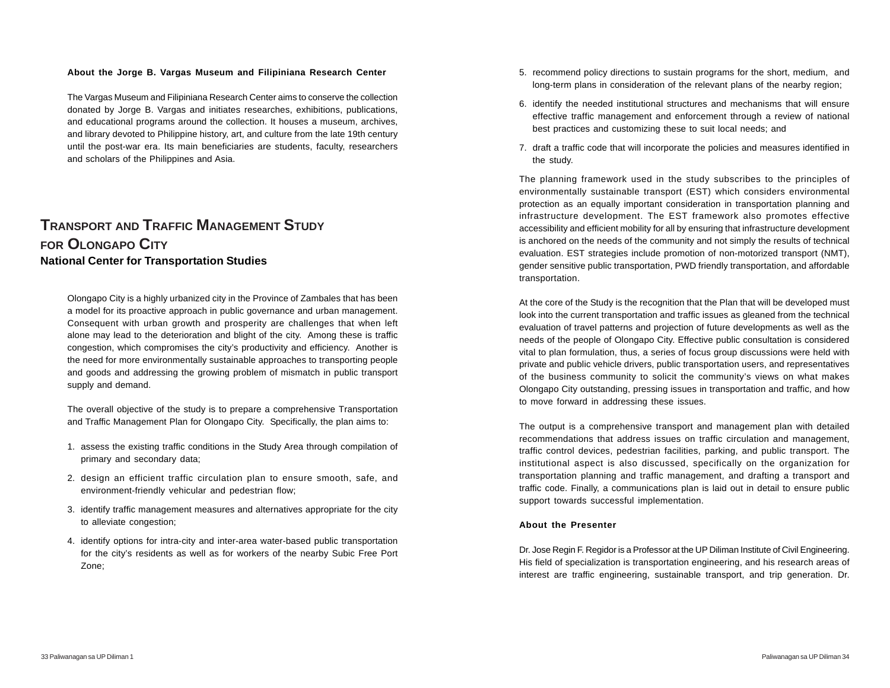**About the Jorge B. Vargas Museum and Filipiniana Research Center**

The Vargas Museum and Filipiniana Research Center aims to conserve the collection donated by Jorge B. Vargas and initiates researches, exhibitions, publications, and educational programs around the collection. It houses a museum, archives, and library devoted to Philippine history, art, and culture from the late 19th century until the post-war era. Its main beneficiaries are students, faculty, researchers and scholars of the Philippines and Asia.

# Transport and Traffic Management Study for Olongapo City

**National Center for Transportation Studies**

Olongapo City is a highly urbanized city in the Province of Zambales that has been a model for its proactive approach in public governance and urban management. Consequent with urban growth and prosperity are challenges that when left alone may lead to the deterioration and blight of the city. Among these is traffic congestion, which compromises the city's productivity and efficiency. Another is the need for more environmentally sustainable approaches to transporting people and goods and addressing the growing problem of mismatch in public transport supply and demand.

The overall objective of the study is to prepare a comprehensive Transportation and Traffic Management Plan for Olongapo City. Specifically, the plan aims to:

1. assess the existing traffic conditions in the Study Area through compilation of primary and secondary data;
2. design an efficient traffic circulation plan to ensure smooth, safe, and environment-friendly vehicular and pedestrian flow;
3. identify traffic management measures and alternatives appropriate for the city to alleviate congestion;
4. identify options for intra-city and inter-area water-based public transportation for the city's residents as well as for workers of the nearby Subic Free Port Zone;
5. recommend policy directions to sustain programs for the short, medium, and long-term plans in consideration of the relevant plans of the nearby region;
6. identify the needed institutional structures and mechanisms that will ensure effective traffic management and enforcement through a review of national best practices and customizing these to suit local needs; and
7. draft a traffic code that will incorporate the policies and measures identified in the study.

The planning framework used in the study subscribes to the principles of environmentally sustainable transport (EST) which considers environmental protection as an equally important consideration in transportation planning and infrastructure development. The EST framework also promotes effective accessibility and efficient mobility for all by ensuring that infrastructure development is anchored on the needs of the community and not simply the results of technical evaluation. EST strategies include promotion of non-motorized transport (NMT), gender sensitive public transportation, PWD friendly transportation, and affordable transportation.

At the core of the Study is the recognition that the Plan that will be developed must look into the current transportation and traffic issues as gleaned from the technical evaluation of travel patterns and projection of future developments as well as the needs of the people of Olongapo City. Effective public consultation is considered vital to plan formulation, thus, a series of focus group discussions were held with private and public vehicle drivers, public transportation users, and representatives of the business community to solicit the community's views on what makes Olongapo City outstanding, pressing issues in transportation and traffic, and how to move forward in addressing these issues.

The output is a comprehensive transport and management plan with detailed recommendations that address issues on traffic circulation and management, traffic control devices, pedestrian facilities, parking, and public transport. The institutional aspect is also discussed, specifically on the organization for transportation planning and traffic management, and drafting a transport and traffic code. Finally, a communications plan is laid out in detail to ensure public support towards successful implementation.

**About the Presenter**

Dr. Jose Regin F. Regidor is a Professor at the UP Diliman Institute of Civil Engineering. His field of specialization is transportation engineering, and his research areas of interest are traffic engineering, sustainable transport, and trip generation. Dr.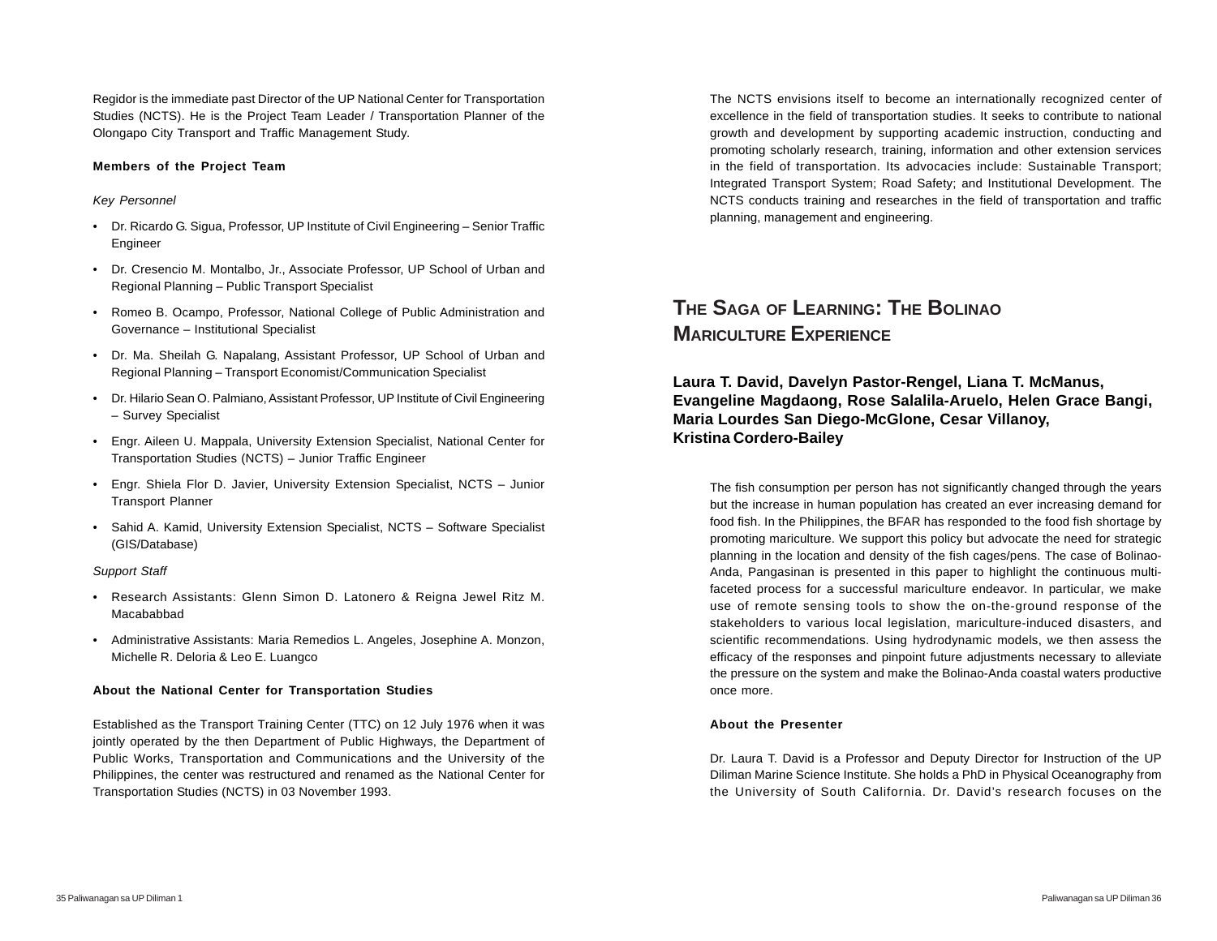Regidor is the immediate past Director of the UP National Center for Transportation Studies (NCTS). He is the Project Team Leader / Transportation Planner of the Olongapo City Transport and Traffic Management Study.

**Members of the Project Team**

*Key Personnel*

- Dr. Ricardo G. Sigua, Professor, UP Institute of Civil Engineering – Senior Traffic Engineer
- Dr. Cresencio M. Montalbo, Jr., Associate Professor, UP School of Urban and Regional Planning – Public Transport Specialist
- Romeo B. Ocampo, Professor, National College of Public Administration and Governance – Institutional Specialist
- Dr. Ma. Sheilah G. Napalang, Assistant Professor, UP School of Urban and Regional Planning – Transport Economist/Communication Specialist
- Dr. Hilario Sean O. Palmiano, Assistant Professor, UP Institute of Civil Engineering – Survey Specialist
- Engr. Aileen U. Mappala, University Extension Specialist, National Center for Transportation Studies (NCTS) – Junior Traffic Engineer
- Engr. Shiela Flor D. Javier, University Extension Specialist, NCTS – Junior Transport Planner
- Sahid A. Kamid, University Extension Specialist, NCTS – Software Specialist (GIS/Database)

*Support Staff*

- Research Assistants: Glenn Simon D. Latonero & Reigna Jewel Ritz M. Macababbad
- Administrative Assistants: Maria Remedios L. Angeles, Josephine A. Monzon, Michelle R. Deloria & Leo E. Luangco

**About the National Center for Transportation Studies**

Established as the Transport Training Center (TTC) on 12 July 1976 when it was jointly operated by the then Department of Public Highways, the Department of Public Works, Transportation and Communications and the University of the Philippines, the center was restructured and renamed as the National Center for Transportation Studies (NCTS) in 03 November 1993.

The NCTS envisions itself to become an internationally recognized center of excellence in the field of transportation studies. It seeks to contribute to national growth and development by supporting academic instruction, conducting and promoting scholarly research, training, information and other extension services in the field of transportation. Its advocacies include: Sustainable Transport; Integrated Transport System; Road Safety; and Institutional Development. The NCTS conducts training and researches in the field of transportation and traffic planning, management and engineering.

## THE SAGA OF LEARNING: THE BOLINAO MARICULTURE EXPERIENCE

**Laura T. David, Davelyn Pastor-Rengel, Liana T. McManus, Evangeline Magdaong, Rose Salalila-Aruelo, Helen Grace Bangi, Maria Lourdes San Diego-McGlone, Cesar Villanoy, Kristina Cordero-Bailey**

The fish consumption per person has not significantly changed through the years but the increase in human population has created an ever increasing demand for food fish. In the Philippines, the BFAR has responded to the food fish shortage by promoting mariculture. We support this policy but advocate the need for strategic planning in the location and density of the fish cages/pens. The case of Bolinao-Anda, Pangasinan is presented in this paper to highlight the continuous multi-faceted process for a successful mariculture endeavor. In particular, we make use of remote sensing tools to show the on-the-ground response of the stakeholders to various local legislation, mariculture-induced disasters, and scientific recommendations. Using hydrodynamic models, we then assess the efficacy of the responses and pinpoint future adjustments necessary to alleviate the pressure on the system and make the Bolinao-Anda coastal waters productive once more.

**About the Presenter**

Dr. Laura T. David is a Professor and Deputy Director for Instruction of the UP Diliman Marine Science Institute. She holds a PhD in Physical Oceanography from the University of South California. Dr. David's research focuses on the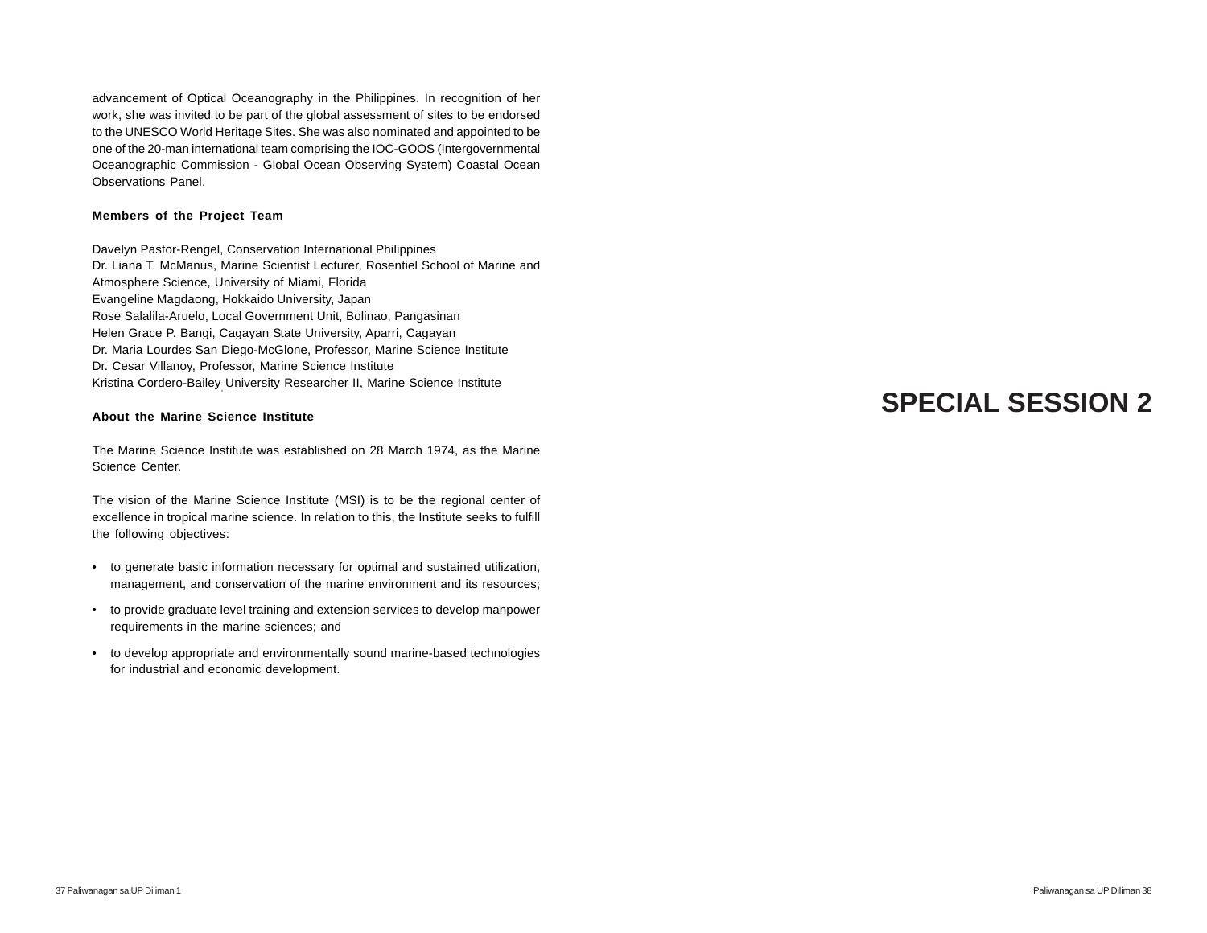advancement of Optical Oceanography in the Philippines. In recognition of her work, she was invited to be part of the global assessment of sites to be endorsed to the UNESCO World Heritage Sites. She was also nominated and appointed to be one of the 20-man international team comprising the IOC-GOOS (Intergovernmental Oceanographic Commission - Global Ocean Observing System) Coastal Ocean Observations Panel.

**Members of the Project Team**

Davelyn Pastor-Rengel, Conservation International Philippines
Dr. Liana T. McManus, Marine Scientist Lecturer, Rosentiel School of Marine and Atmosphere Science, University of Miami, Florida
Evangeline Magdaong, Hokkaido University, Japan
Rose Salalila-Aruelo, Local Government Unit, Bolinao, Pangasinan
Helen Grace P. Bangi, Cagayan State University, Aparri, Cagayan
Dr. Maria Lourdes San Diego-McGlone, Professor, Marine Science Institute
Dr. Cesar Villanoy, Professor, Marine Science Institute
Kristina Cordero-Bailey, University Researcher II, Marine Science Institute

**About the Marine Science Institute**

The Marine Science Institute was established on 28 March 1974, as the Marine Science Center.

The vision of the Marine Science Institute (MSI) is to be the regional center of excellence in tropical marine science. In relation to this, the Institute seeks to fulfill the following objectives:

- to generate basic information necessary for optimal and sustained utilization, management, and conservation of the marine environment and its resources;
- to provide graduate level training and extension services to develop manpower requirements in the marine sciences; and
- to develop appropriate and environmentally sound marine-based technologies for industrial and economic development.

# SPECIAL SESSION 2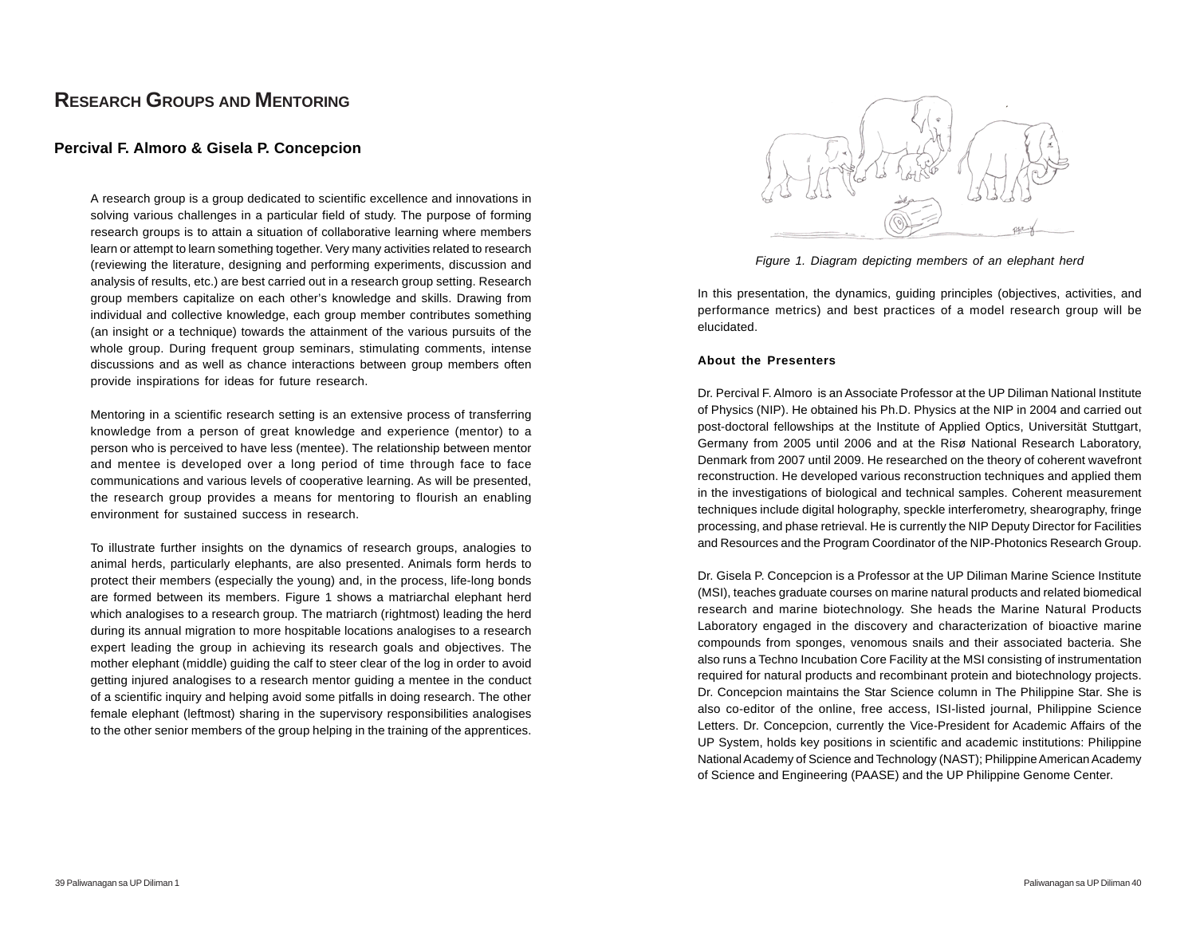# Research Groups and Mentoring

**Percival F. Almoro & Gisela P. Concepcion**

A research group is a group dedicated to scientific excellence and innovations in solving various challenges in a particular field of study. The purpose of forming research groups is to attain a situation of collaborative learning where members learn or attempt to learn something together. Very many activities related to research (reviewing the literature, designing and performing experiments, discussion and analysis of results, etc.) are best carried out in a research group setting. Research group members capitalize on each other's knowledge and skills. Drawing from individual and collective knowledge, each group member contributes something (an insight or a technique) towards the attainment of the various pursuits of the whole group. During frequent group seminars, stimulating comments, intense discussions and as well as chance interactions between group members often provide inspirations for ideas for future research.

Mentoring in a scientific research setting is an extensive process of transferring knowledge from a person of great knowledge and experience (mentor) to a person who is perceived to have less (mentee). The relationship between mentor and mentee is developed over a long period of time through face to face communications and various levels of cooperative learning. As will be presented, the research group provides a means for mentoring to flourish an enabling environment for sustained success in research.

To illustrate further insights on the dynamics of research groups, analogies to animal herds, particularly elephants, are also presented. Animals form herds to protect their members (especially the young) and, in the process, life-long bonds are formed between its members. Figure 1 shows a matriarchal elephant herd which analogises to a research group. The matriarch (rightmost) leading the herd during its annual migration to more hospitable locations analogises to a research expert leading the group in achieving its research goals and objectives. The mother elephant (middle) guiding the calf to steer clear of the log in order to avoid getting injured analogises to a research mentor guiding a mentee in the conduct of a scientific inquiry and helping avoid some pitfalls in doing research. The other female elephant (leftmost) sharing in the supervisory responsibilities analogises to the other senior members of the group helping in the training of the apprentices.

*Figure 1. Diagram depicting members of an elephant herd*

In this presentation, the dynamics, guiding principles (objectives, activities, and performance metrics) and best practices of a model research group will be elucidated.

**About the Presenters**

Dr. Percival F. Almoro is an Associate Professor at the UP Diliman National Institute of Physics (NIP). He obtained his Ph.D. Physics at the NIP in 2004 and carried out post-doctoral fellowships at the Institute of Applied Optics, Universität Stuttgart, Germany from 2005 until 2006 and at the Risø National Research Laboratory, Denmark from 2007 until 2009. He researched on the theory of coherent wavefront reconstruction. He developed various reconstruction techniques and applied them in the investigations of biological and technical samples. Coherent measurement techniques include digital holography, speckle interferometry, shearography, fringe processing, and phase retrieval. He is currently the NIP Deputy Director for Facilities and Resources and the Program Coordinator of the NIP-Photonics Research Group.

Dr. Gisela P. Concepcion is a Professor at the UP Diliman Marine Science Institute (MSI), teaches graduate courses on marine natural products and related biomedical research and marine biotechnology. She heads the Marine Natural Products Laboratory engaged in the discovery and characterization of bioactive marine compounds from sponges, venomous snails and their associated bacteria. She also runs a Techno Incubation Core Facility at the MSI consisting of instrumentation required for natural products and recombinant protein and biotechnology projects. Dr. Concepcion maintains the Star Science column in The Philippine Star. She is also co-editor of the online, free access, ISI-listed journal, Philippine Science Letters. Dr. Concepcion, currently the Vice-President for Academic Affairs of the UP System, holds key positions in scientific and academic institutions: Philippine National Academy of Science and Technology (NAST); Philippine American Academy of Science and Engineering (PAASE) and the UP Philippine Genome Center.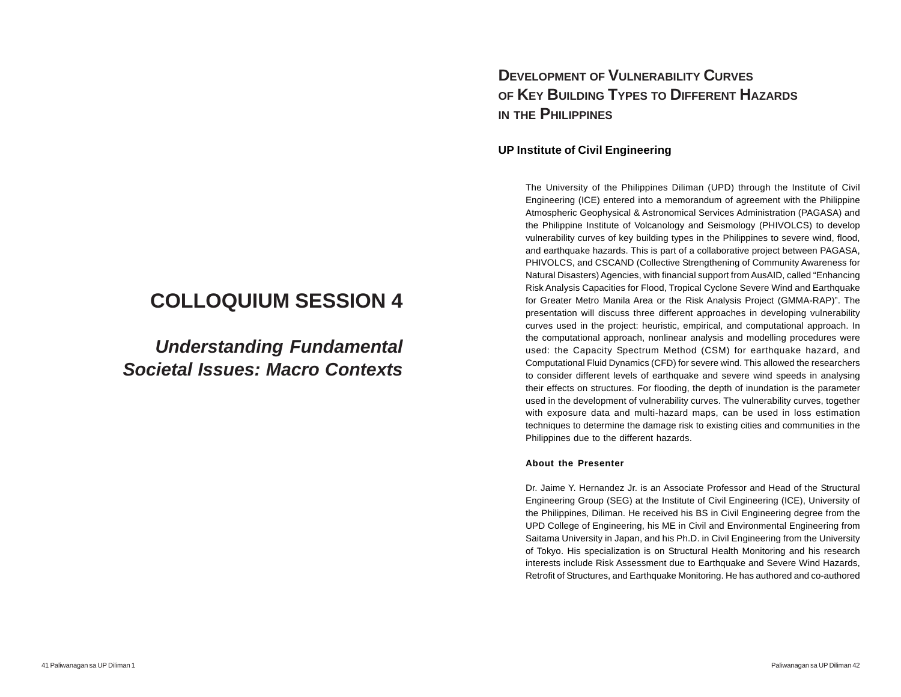# COLLOQUIUM SESSION 4

## *Understanding Fundamental Societal Issues: Macro Contexts*

## Development of Vulnerability Curves of Key Building Types to Different Hazards in the Philippines

**UP Institute of Civil Engineering**

The University of the Philippines Diliman (UPD) through the Institute of Civil Engineering (ICE) entered into a memorandum of agreement with the Philippine Atmospheric Geophysical & Astronomical Services Administration (PAGASA) and the Philippine Institute of Volcanology and Seismology (PHIVOLCS) to develop vulnerability curves of key building types in the Philippines to severe wind, flood, and earthquake hazards. This is part of a collaborative project between PAGASA, PHIVOLCS, and CSCAND (Collective Strengthening of Community Awareness for Natural Disasters) Agencies, with financial support from AusAID, called "Enhancing Risk Analysis Capacities for Flood, Tropical Cyclone Severe Wind and Earthquake for Greater Metro Manila Area or the Risk Analysis Project (GMMA-RAP)". The presentation will discuss three different approaches in developing vulnerability curves used in the project: heuristic, empirical, and computational approach. In the computational approach, nonlinear analysis and modelling procedures were used: the Capacity Spectrum Method (CSM) for earthquake hazard, and Computational Fluid Dynamics (CFD) for severe wind. This allowed the researchers to consider different levels of earthquake and severe wind speeds in analysing their effects on structures. For flooding, the depth of inundation is the parameter used in the development of vulnerability curves. The vulnerability curves, together with exposure data and multi-hazard maps, can be used in loss estimation techniques to determine the damage risk to existing cities and communities in the Philippines due to the different hazards.

**About the Presenter**

Dr. Jaime Y. Hernandez Jr. is an Associate Professor and Head of the Structural Engineering Group (SEG) at the Institute of Civil Engineering (ICE), University of the Philippines, Diliman. He received his BS in Civil Engineering degree from the UPD College of Engineering, his ME in Civil and Environmental Engineering from Saitama University in Japan, and his Ph.D. in Civil Engineering from the University of Tokyo. His specialization is on Structural Health Monitoring and his research interests include Risk Assessment due to Earthquake and Severe Wind Hazards, Retrofit of Structures, and Earthquake Monitoring. He has authored and co-authored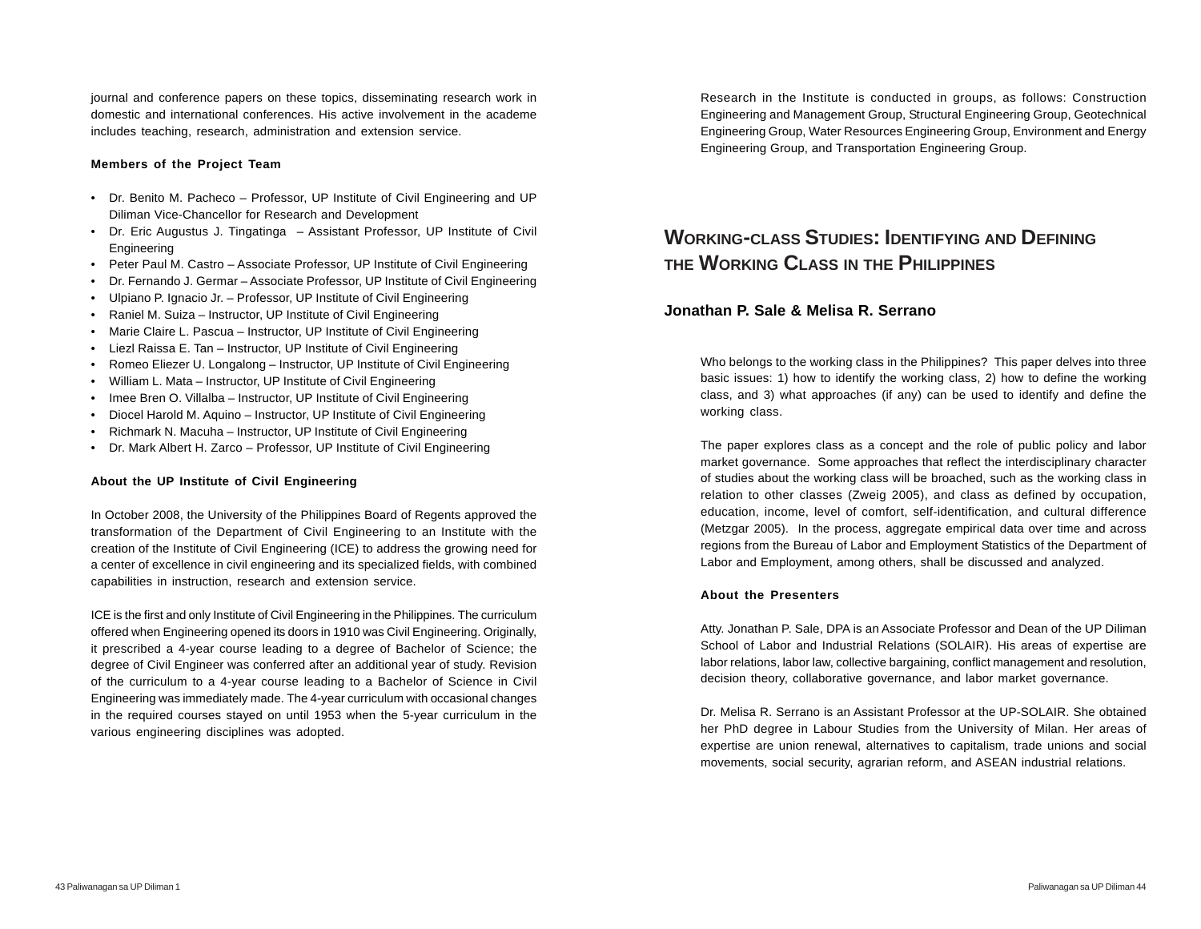journal and conference papers on these topics, disseminating research work in domestic and international conferences. His active involvement in the academe includes teaching, research, administration and extension service.

**Members of the Project Team**

- Dr. Benito M. Pacheco – Professor, UP Institute of Civil Engineering and UP Diliman Vice-Chancellor for Research and Development
- Dr. Eric Augustus J. Tingatinga – Assistant Professor, UP Institute of Civil Engineering
- Peter Paul M. Castro – Associate Professor, UP Institute of Civil Engineering
- Dr. Fernando J. Germar – Associate Professor, UP Institute of Civil Engineering
- Ulpiano P. Ignacio Jr. – Professor, UP Institute of Civil Engineering
- Raniel M. Suiza – Instructor, UP Institute of Civil Engineering
- Marie Claire L. Pascua – Instructor, UP Institute of Civil Engineering
- Liezl Raissa E. Tan – Instructor, UP Institute of Civil Engineering
- Romeo Eliezer U. Longalong – Instructor, UP Institute of Civil Engineering
- William L. Mata – Instructor, UP Institute of Civil Engineering
- Imee Bren O. Villalba – Instructor, UP Institute of Civil Engineering
- Diocel Harold M. Aquino – Instructor, UP Institute of Civil Engineering
- Richmark N. Macuha – Instructor, UP Institute of Civil Engineering
- Dr. Mark Albert H. Zarco – Professor, UP Institute of Civil Engineering

**About the UP Institute of Civil Engineering**

In October 2008, the University of the Philippines Board of Regents approved the transformation of the Department of Civil Engineering to an Institute with the creation of the Institute of Civil Engineering (ICE) to address the growing need for a center of excellence in civil engineering and its specialized fields, with combined capabilities in instruction, research and extension service.

ICE is the first and only Institute of Civil Engineering in the Philippines. The curriculum offered when Engineering opened its doors in 1910 was Civil Engineering. Originally, it prescribed a 4-year course leading to a degree of Bachelor of Science; the degree of Civil Engineer was conferred after an additional year of study. Revision of the curriculum to a 4-year course leading to a Bachelor of Science in Civil Engineering was immediately made. The 4-year curriculum with occasional changes in the required courses stayed on until 1953 when the 5-year curriculum in the various engineering disciplines was adopted.

Research in the Institute is conducted in groups, as follows: Construction Engineering and Management Group, Structural Engineering Group, Geotechnical Engineering Group, Water Resources Engineering Group, Environment and Energy Engineering Group, and Transportation Engineering Group.

## Working-class Studies: Identifying and Defining the Working Class in the Philippines

### Jonathan P. Sale & Melisa R. Serrano

Who belongs to the working class in the Philippines? This paper delves into three basic issues: 1) how to identify the working class, 2) how to define the working class, and 3) what approaches (if any) can be used to identify and define the working class.

The paper explores class as a concept and the role of public policy and labor market governance. Some approaches that reflect the interdisciplinary character of studies about the working class will be broached, such as the working class in relation to other classes (Zweig 2005), and class as defined by occupation, education, income, level of comfort, self-identification, and cultural difference (Metzgar 2005). In the process, aggregate empirical data over time and across regions from the Bureau of Labor and Employment Statistics of the Department of Labor and Employment, among others, shall be discussed and analyzed.

**About the Presenters**

Atty. Jonathan P. Sale, DPA is an Associate Professor and Dean of the UP Diliman School of Labor and Industrial Relations (SOLAIR). His areas of expertise are labor relations, labor law, collective bargaining, conflict management and resolution, decision theory, collaborative governance, and labor market governance.

Dr. Melisa R. Serrano is an Assistant Professor at the UP-SOLAIR. She obtained her PhD degree in Labour Studies from the University of Milan. Her areas of expertise are union renewal, alternatives to capitalism, trade unions and social movements, social security, agrarian reform, and ASEAN industrial relations.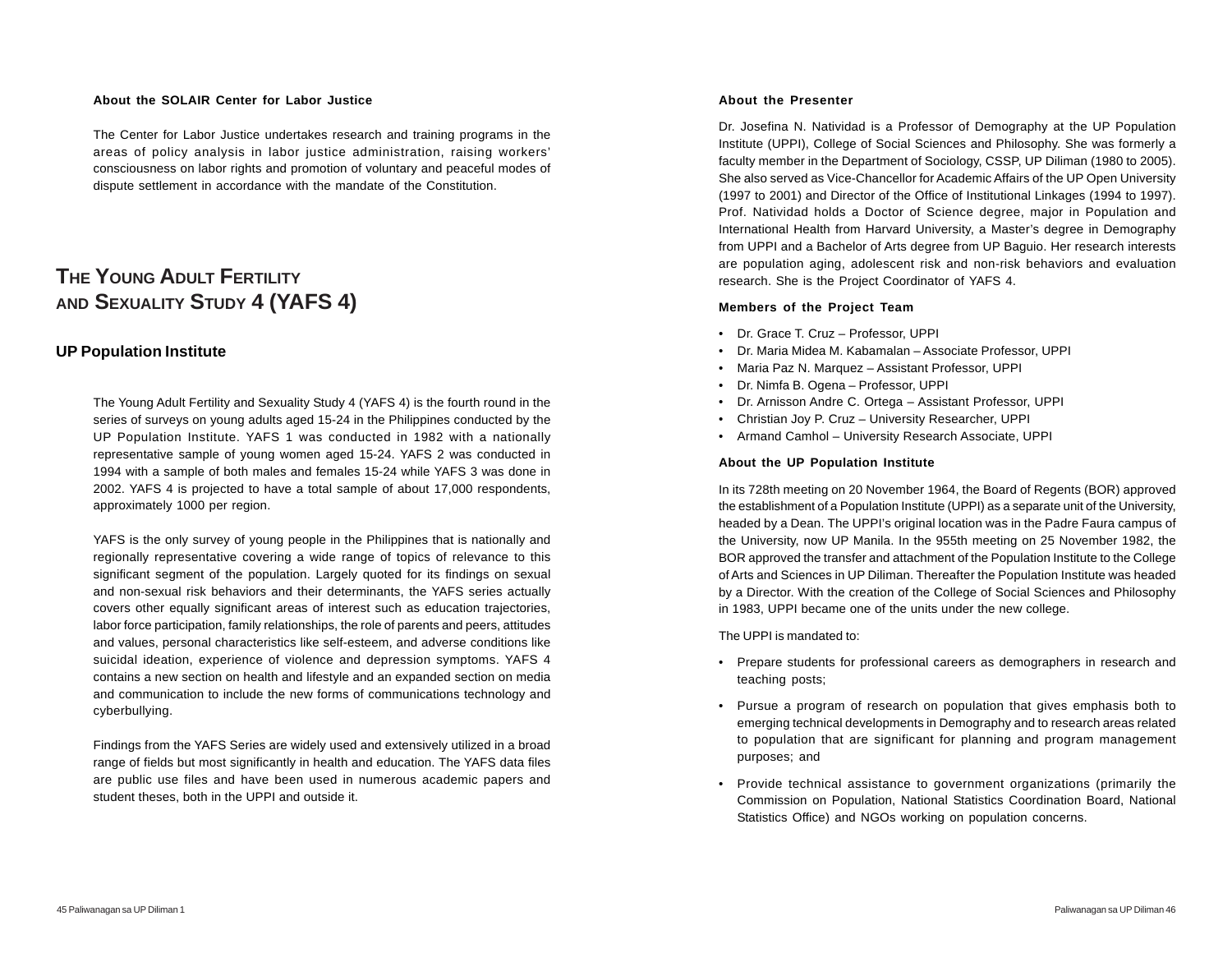**About the SOLAIR Center for Labor Justice**

The Center for Labor Justice undertakes research and training programs in the areas of policy analysis in labor justice administration, raising workers' consciousness on labor rights and promotion of voluntary and peaceful modes of dispute settlement in accordance with the mandate of the Constitution.

# The Young Adult Fertility and Sexuality Study 4 (YAFS 4)

## UP Population Institute

The Young Adult Fertility and Sexuality Study 4 (YAFS 4) is the fourth round in the series of surveys on young adults aged 15-24 in the Philippines conducted by the UP Population Institute. YAFS 1 was conducted in 1982 with a nationally representative sample of young women aged 15-24. YAFS 2 was conducted in 1994 with a sample of both males and females 15-24 while YAFS 3 was done in 2002. YAFS 4 is projected to have a total sample of about 17,000 respondents, approximately 1000 per region.

YAFS is the only survey of young people in the Philippines that is nationally and regionally representative covering a wide range of topics of relevance to this significant segment of the population. Largely quoted for its findings on sexual and non-sexual risk behaviors and their determinants, the YAFS series actually covers other equally significant areas of interest such as education trajectories, labor force participation, family relationships, the role of parents and peers, attitudes and values, personal characteristics like self-esteem, and adverse conditions like suicidal ideation, experience of violence and depression symptoms. YAFS 4 contains a new section on health and lifestyle and an expanded section on media and communication to include the new forms of communications technology and cyberbullying.

Findings from the YAFS Series are widely used and extensively utilized in a broad range of fields but most significantly in health and education. The YAFS data files are public use files and have been used in numerous academic papers and student theses, both in the UPPI and outside it.

**About the Presenter**

Dr. Josefina N. Natividad is a Professor of Demography at the UP Population Institute (UPPI), College of Social Sciences and Philosophy. She was formerly a faculty member in the Department of Sociology, CSSP, UP Diliman (1980 to 2005). She also served as Vice-Chancellor for Academic Affairs of the UP Open University (1997 to 2001) and Director of the Office of Institutional Linkages (1994 to 1997). Prof. Natividad holds a Doctor of Science degree, major in Population and International Health from Harvard University, a Master's degree in Demography from UPPI and a Bachelor of Arts degree from UP Baguio. Her research interests are population aging, adolescent risk and non-risk behaviors and evaluation research. She is the Project Coordinator of YAFS 4.

**Members of the Project Team**

- Dr. Grace T. Cruz – Professor, UPPI
- Dr. Maria Midea M. Kabamalan – Associate Professor, UPPI
- Maria Paz N. Marquez – Assistant Professor, UPPI
- Dr. Nimfa B. Ogena – Professor, UPPI
- Dr. Arnisson Andre C. Ortega – Assistant Professor, UPPI
- Christian Joy P. Cruz – University Researcher, UPPI
- Armand Camhol – University Research Associate, UPPI

**About the UP Population Institute**

In its 728th meeting on 20 November 1964, the Board of Regents (BOR) approved the establishment of a Population Institute (UPPI) as a separate unit of the University, headed by a Dean. The UPPI's original location was in the Padre Faura campus of the University, now UP Manila. In the 955th meeting on 25 November 1982, the BOR approved the transfer and attachment of the Population Institute to the College of Arts and Sciences in UP Diliman. Thereafter the Population Institute was headed by a Director. With the creation of the College of Social Sciences and Philosophy in 1983, UPPI became one of the units under the new college.

The UPPI is mandated to:

- Prepare students for professional careers as demographers in research and teaching posts;
- Pursue a program of research on population that gives emphasis both to emerging technical developments in Demography and to research areas related to population that are significant for planning and program management purposes; and
- Provide technical assistance to government organizations (primarily the Commission on Population, National Statistics Coordination Board, National Statistics Office) and NGOs working on population concerns.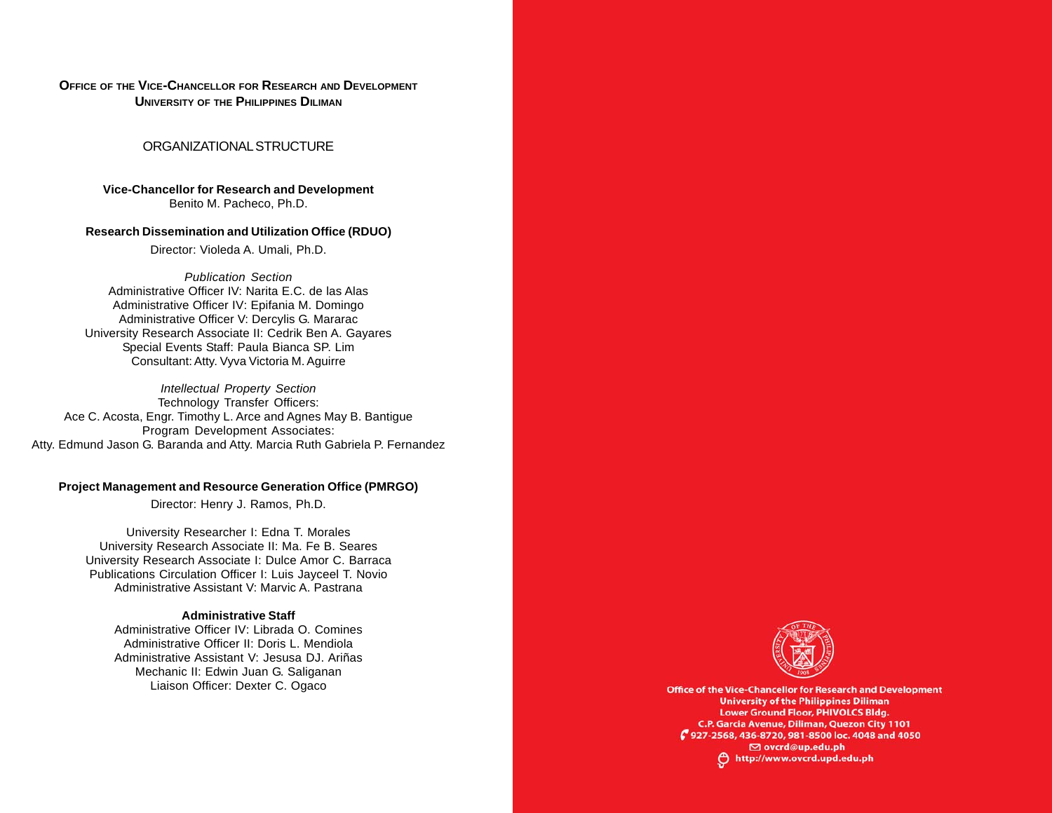**Office of the Vice-Chancellor for Research and Development**
**University of the Philippines Diliman**

ORGANIZATIONAL STRUCTURE

**Vice-Chancellor for Research and Development**
Benito M. Pacheco, Ph.D.

**Research Dissemination and Utilization Office (RDUO)**
Director: Violeda A. Umali, Ph.D.

*Publication Section*
Administrative Officer IV: Narita E.C. de las Alas
Administrative Officer IV: Epifania M. Domingo
Administrative Officer V: Dercylis G. Mararac
University Research Associate II: Cedrik Ben A. Gayares
Special Events Staff: Paula Bianca SP. Lim
Consultant: Atty. Vyva Victoria M. Aguirre

*Intellectual Property Section*
Technology Transfer Officers:
Ace C. Acosta, Engr. Timothy L. Arce and Agnes May B. Bantigue
Program Development Associates:
Atty. Edmund Jason G. Baranda and Atty. Marcia Ruth Gabriela P. Fernandez

**Project Management and Resource Generation Office (PMRGO)**
Director: Henry J. Ramos, Ph.D.

University Researcher I: Edna T. Morales
University Research Associate II: Ma. Fe B. Seares
University Research Associate I: Dulce Amor C. Barraca
Publications Circulation Officer I: Luis Jayceel T. Novio
Administrative Assistant V: Marvic A. Pastrana

**Administrative Staff**
Administrative Officer IV: Librada O. Comines
Administrative Officer II: Doris L. Mendiola
Administrative Assistant V: Jesusa DJ. Ariñas
Mechanic II: Edwin Juan G. Saliganan
Liaison Officer: Dexter C. Ogaco

Office of the Vice-Chancellor for Research and Development
University of the Philippines Diliman
Lower Ground Floor, PHIVOLCS Bldg.
C.P. Garcia Avenue, Diliman, Quezon City 1101
927-2568, 436-8720, 981-8500 loc. 4048 and 4050
ovcrd@up.edu.ph
http://www.ovcrd.upd.edu.ph